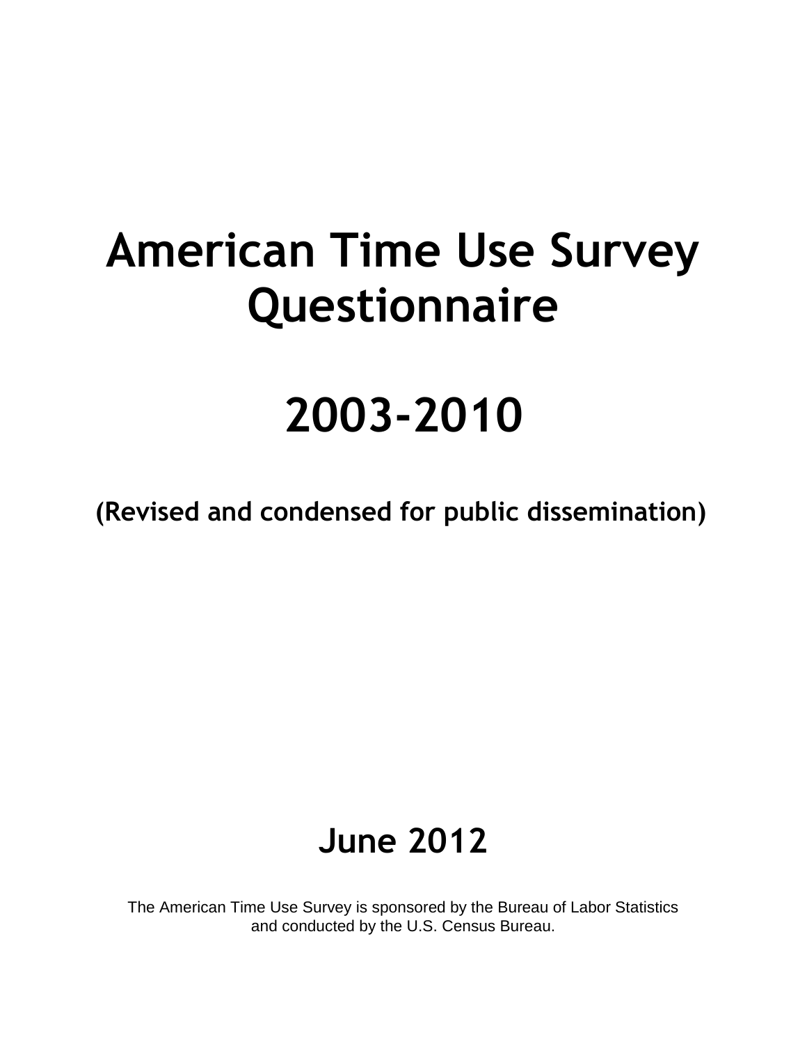# American Time Use Survey Questionnaire

# 2003-2010

**(Revised and condensed for public dissemination)**

## June 2012

The American Time Use Survey is sponsored by the Bureau of Labor Statistics and conducted by the U.S. Census Bureau.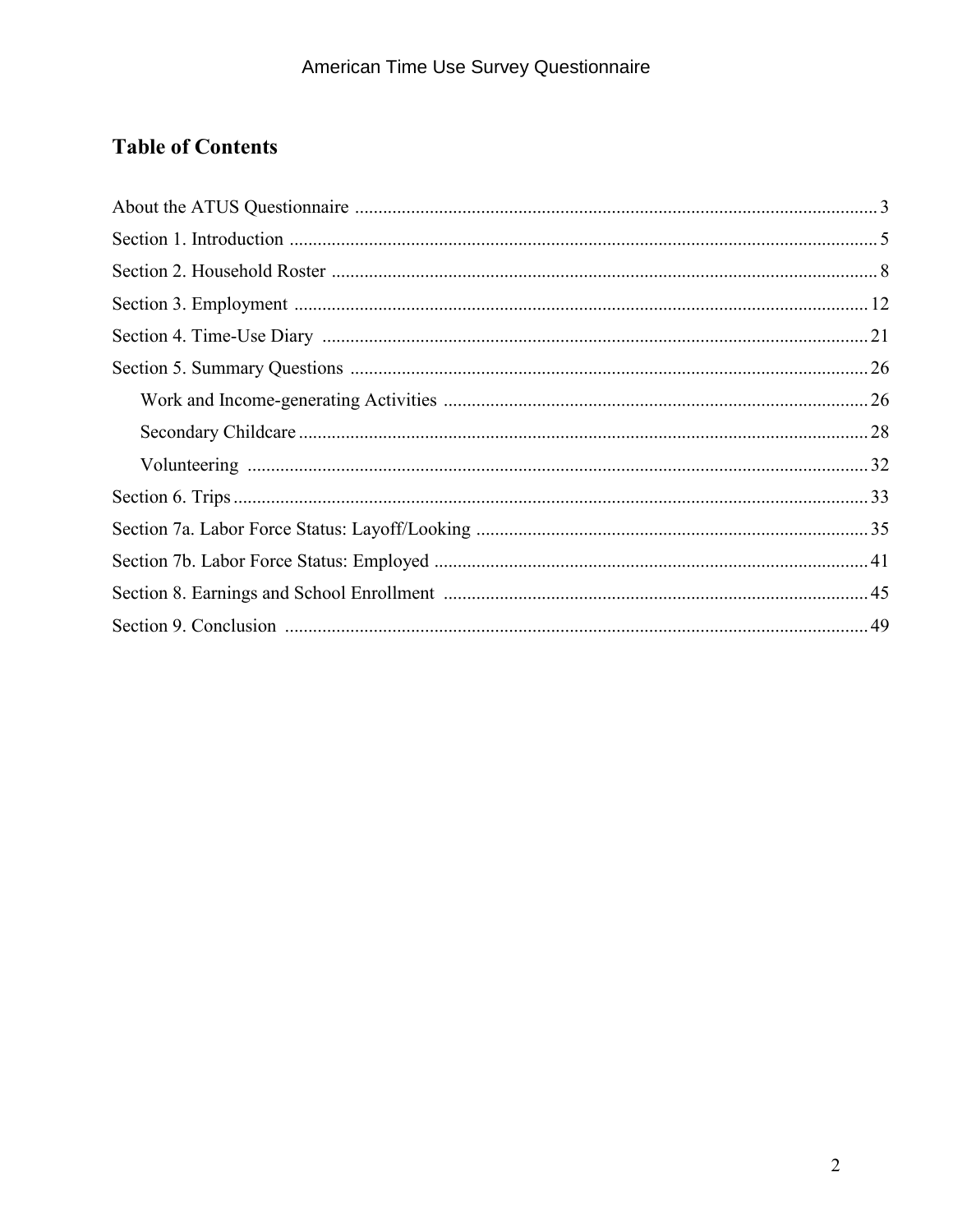## Table of Contents

About the ATUS Questionnaire ............................................................................................................ 3

Section 1. Introduction ......................................................................................................................... 5

Section 2. Household Roster ................................................................................................................. 8

Section 3. Employment ....................................................................................................................... 12

Section 4. Time-Use Diary .................................................................................................................. 21

Section 5. Summary Questions ........................................................................................................... 26

- Work and Income-generating Activities ......................................................................................... 26
- Secondary Childcare ........................................................................................................................ 28
- Volunteering ..................................................................................................................................... 32

Section 6. Trips .................................................................................................................................... 33

Section 7a. Labor Force Status: Layoff/Looking ................................................................................ 35

Section 7b. Labor Force Status: Employed ......................................................................................... 41

Section 8. Earnings and School Enrollment ........................................................................................ 45

Section 9. Conclusion .......................................................................................................................... 49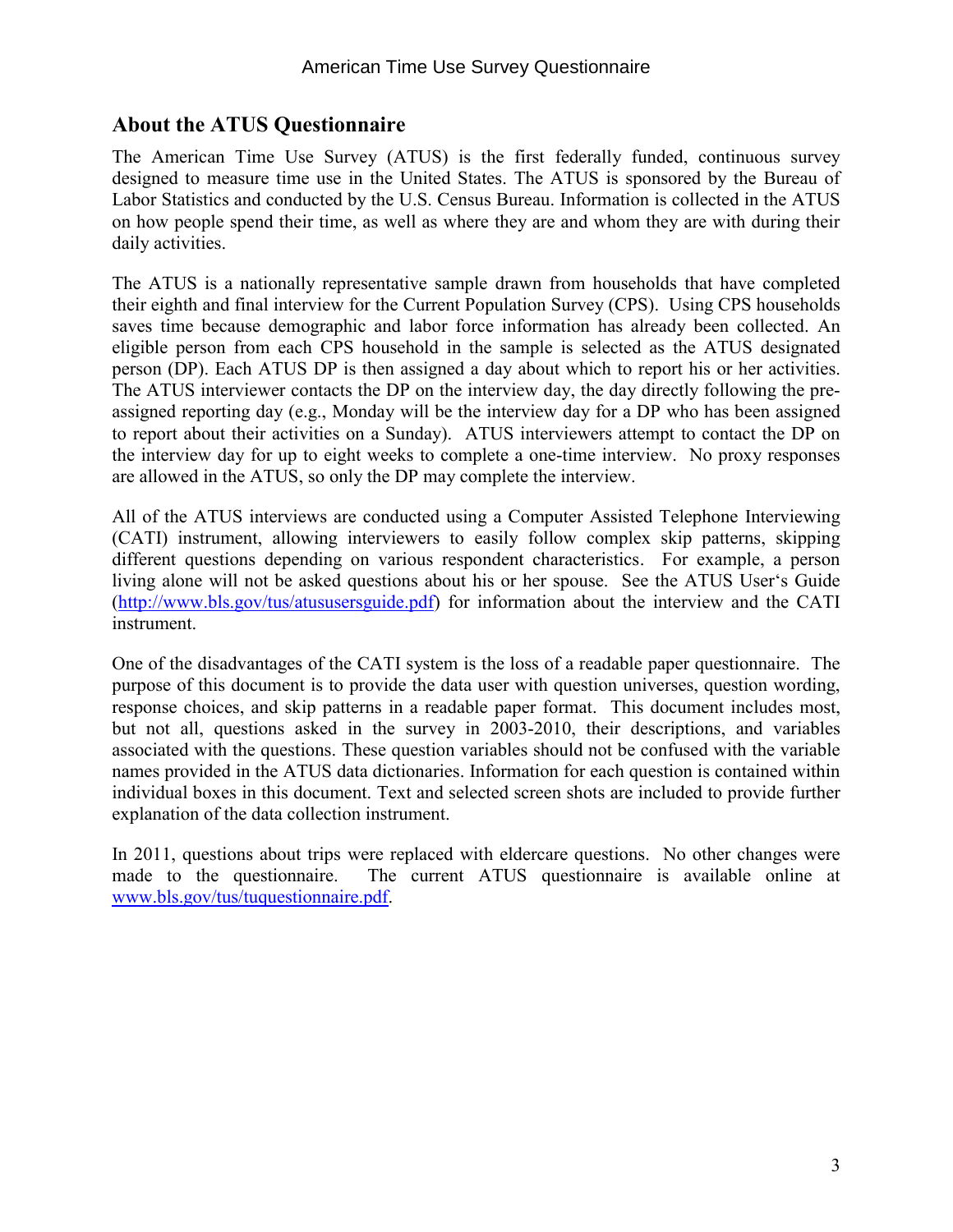## About the ATUS Questionnaire

The American Time Use Survey (ATUS) is the first federally funded, continuous survey designed to measure time use in the United States. The ATUS is sponsored by the Bureau of Labor Statistics and conducted by the U.S. Census Bureau. Information is collected in the ATUS on how people spend their time, as well as where they are and whom they are with during their daily activities.

The ATUS is a nationally representative sample drawn from households that have completed their eighth and final interview for the Current Population Survey (CPS). Using CPS households saves time because demographic and labor force information has already been collected. An eligible person from each CPS household in the sample is selected as the ATUS designated person (DP). Each ATUS DP is then assigned a day about which to report his or her activities. The ATUS interviewer contacts the DP on the interview day, the day directly following the pre-assigned reporting day (e.g., Monday will be the interview day for a DP who has been assigned to report about their activities on a Sunday). ATUS interviewers attempt to contact the DP on the interview day for up to eight weeks to complete a one-time interview. No proxy responses are allowed in the ATUS, so only the DP may complete the interview.

All of the ATUS interviews are conducted using a Computer Assisted Telephone Interviewing (CATI) instrument, allowing interviewers to easily follow complex skip patterns, skipping different questions depending on various respondent characteristics. For example, a person living alone will not be asked questions about his or her spouse. See the ATUS User's Guide (http://www.bls.gov/tus/atususersguide.pdf) for information about the interview and the CATI instrument.

One of the disadvantages of the CATI system is the loss of a readable paper questionnaire. The purpose of this document is to provide the data user with question universes, question wording, response choices, and skip patterns in a readable paper format. This document includes most, but not all, questions asked in the survey in 2003-2010, their descriptions, and variables associated with the questions. These question variables should not be confused with the variable names provided in the ATUS data dictionaries. Information for each question is contained within individual boxes in this document. Text and selected screen shots are included to provide further explanation of the data collection instrument.

In 2011, questions about trips were replaced with eldercare questions. No other changes were made to the questionnaire. The current ATUS questionnaire is available online at www.bls.gov/tus/tuquestionnaire.pdf.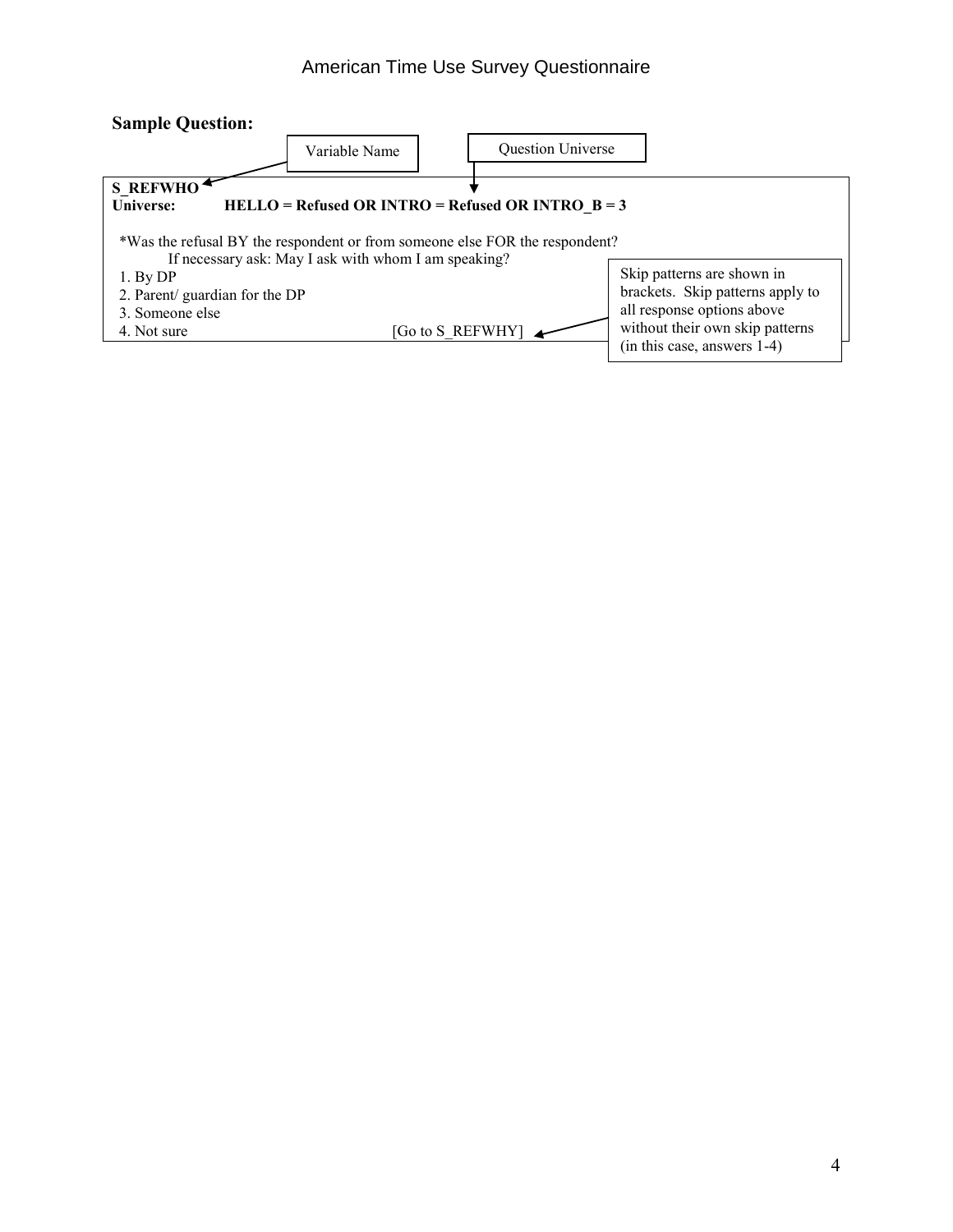**Sample Question:**

Variable Name

Question Universe

**S_REFWHO**
**Universe: HELLO = Refused OR INTRO = Refused OR INTRO_B = 3**

*Was the refusal BY the respondent or from someone else FOR the respondent?
If necessary ask: May I ask with whom I am speaking?

1. By DP
2. Parent/ guardian for the DP
3. Someone else
4. Not sure [Go to S_REFWHY]

Skip patterns are shown in brackets. Skip patterns apply to all response options above without their own skip patterns (in this case, answers 1-4)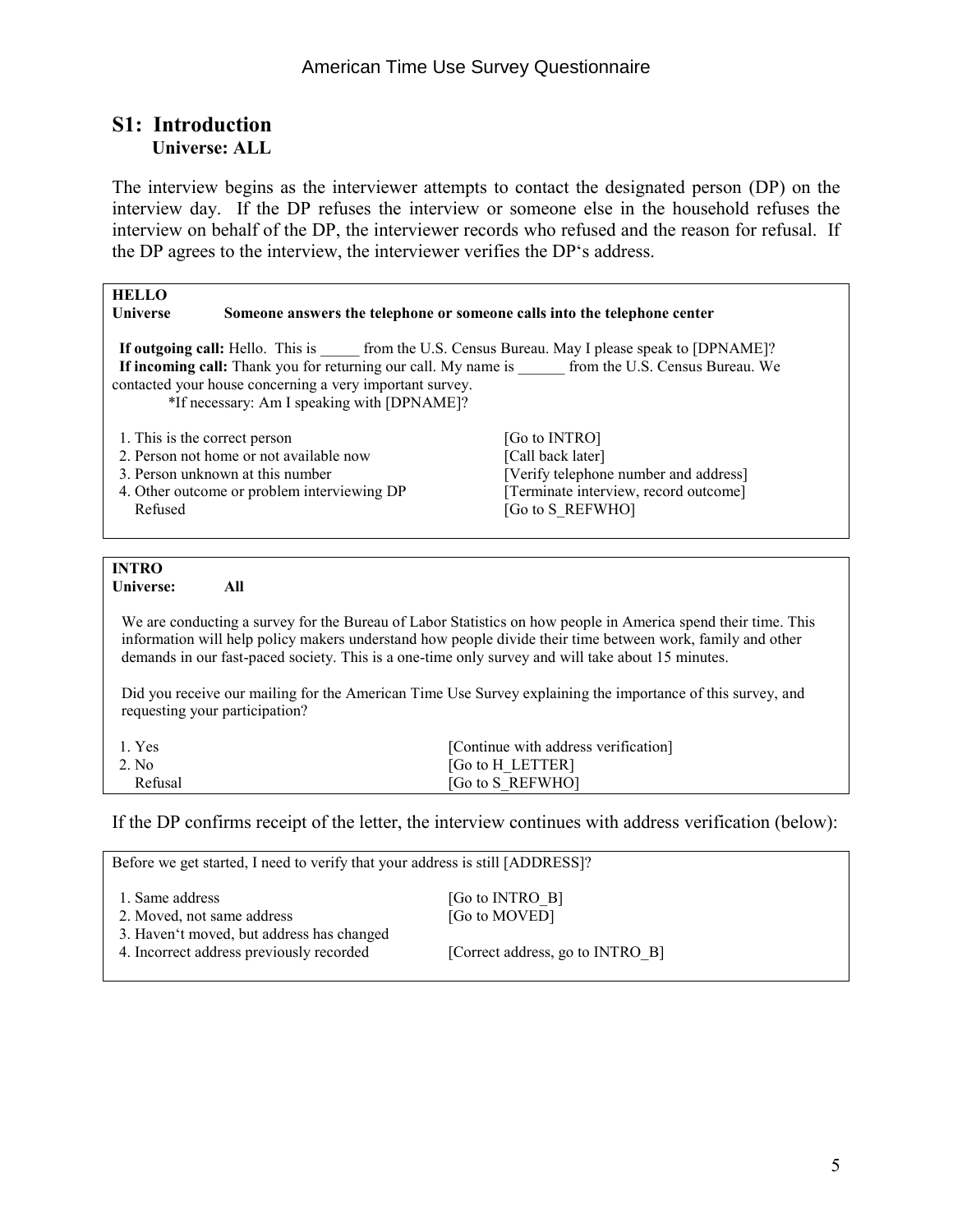## S1: Introduction

**Universe: ALL**

The interview begins as the interviewer attempts to contact the designated person (DP) on the interview day. If the DP refuses the interview or someone else in the household refuses the interview on behalf of the DP, the interviewer records who refused and the reason for refusal. If the DP agrees to the interview, the interviewer verifies the DP‘s address.

**HELLO**
**Universe** **Someone answers the telephone or someone calls into the telephone center**

**If outgoing call:** Hello. This is _____ from the U.S. Census Bureau. May I please speak to [DPNAME]?
**If incoming call:** Thank you for returning our call. My name is ______ from the U.S. Census Bureau. We contacted your house concerning a very important survey.
*If necessary: Am I speaking with [DPNAME]?

| | |
|---|---|
| 1. This is the correct person | [Go to INTRO] |
| 2. Person not home or not available now | [Call back later] |
| 3. Person unknown at this number | [Verify telephone number and address] |
| 4. Other outcome or problem interviewing DP | [Terminate interview, record outcome] |
| Refused | [Go to S_REFWHO] |

**INTRO**
**Universe:** **All**

We are conducting a survey for the Bureau of Labor Statistics on how people in America spend their time. This information will help policy makers understand how people divide their time between work, family and other demands in our fast-paced society. This is a one-time only survey and will take about 15 minutes.

Did you receive our mailing for the American Time Use Survey explaining the importance of this survey, and requesting your participation?

| | |
|---|---|
| 1. Yes | [Continue with address verification] |
| 2. No | [Go to H_LETTER] |
| Refusal | [Go to S_REFWHO] |

If the DP confirms receipt of the letter, the interview continues with address verification (below):

Before we get started, I need to verify that your address is still [ADDRESS]?

| | |
|---|---|
| 1. Same address | [Go to INTRO_B] |
| 2. Moved, not same address | [Go to MOVED] |
| 3. Haven‘t moved, but address has changed | |
| 4. Incorrect address previously recorded | [Correct address, go to INTRO_B] |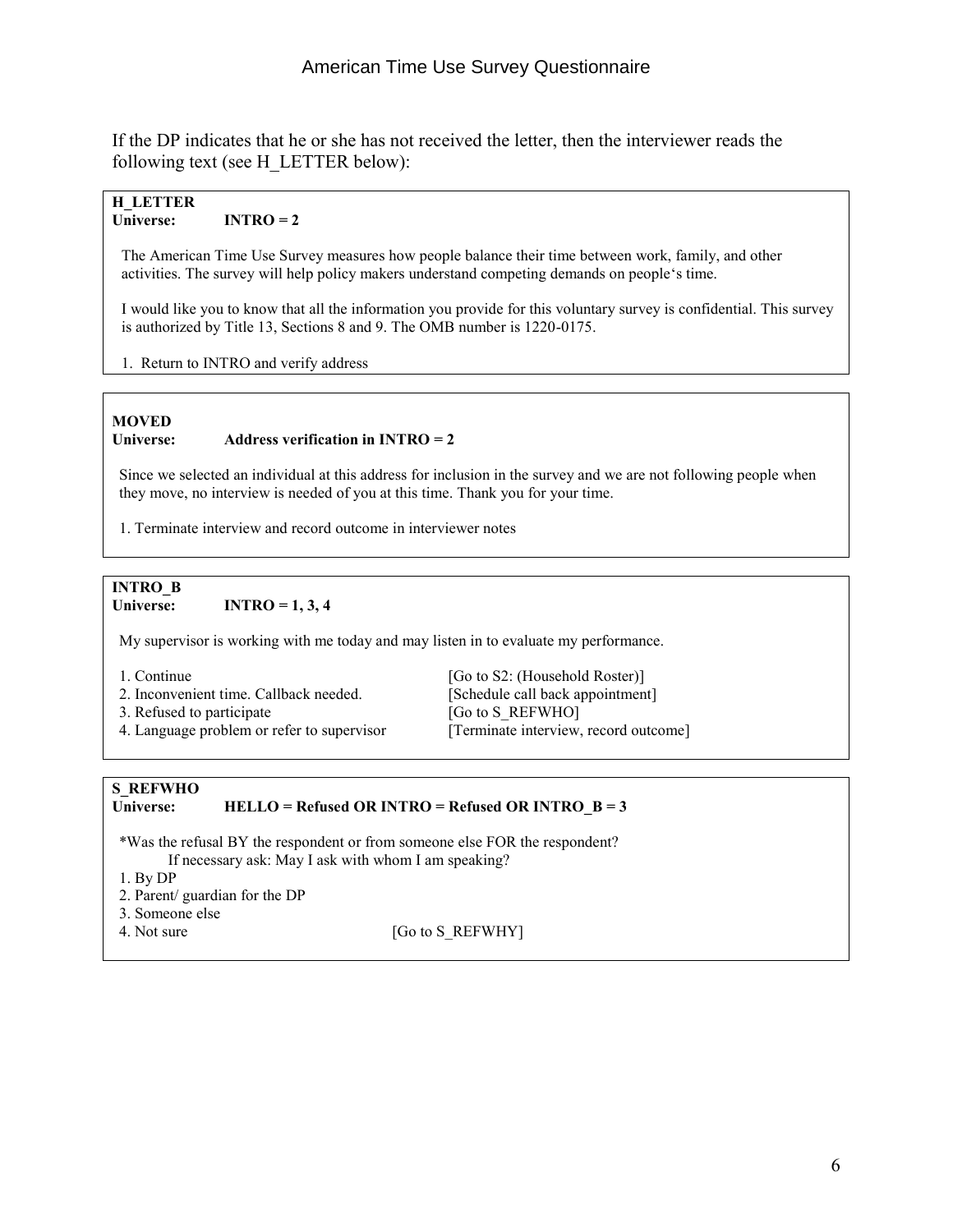If the DP indicates that he or she has not received the letter, then the interviewer reads the following text (see H_LETTER below):

**H_LETTER**
**Universe: INTRO = 2**

The American Time Use Survey measures how people balance their time between work, family, and other activities. The survey will help policy makers understand competing demands on people's time.

I would like you to know that all the information you provide for this voluntary survey is confidential. This survey is authorized by Title 13, Sections 8 and 9. The OMB number is 1220-0175.

1. Return to INTRO and verify address

---

**MOVED**
**Universe: Address verification in INTRO = 2**

Since we selected an individual at this address for inclusion in the survey and we are not following people when they move, no interview is needed of you at this time. Thank you for your time.

1. Terminate interview and record outcome in interviewer notes

---

**INTRO_B**
**Universe: INTRO = 1, 3, 4**

My supervisor is working with me today and may listen in to evaluate my performance.

1. Continue [Go to S2: (Household Roster)]
2. Inconvenient time. Callback needed. [Schedule call back appointment]
3. Refused to participate [Go to S_REFWHO]
4. Language problem or refer to supervisor [Terminate interview, record outcome]

---

**S_REFWHO**
**Universe: HELLO = Refused OR INTRO = Refused OR INTRO_B = 3**

*Was the refusal BY the respondent or from someone else FOR the respondent?
If necessary ask: May I ask with whom I am speaking?

1. By DP
2. Parent/ guardian for the DP
3. Someone else
4. Not sure [Go to S_REFWHY]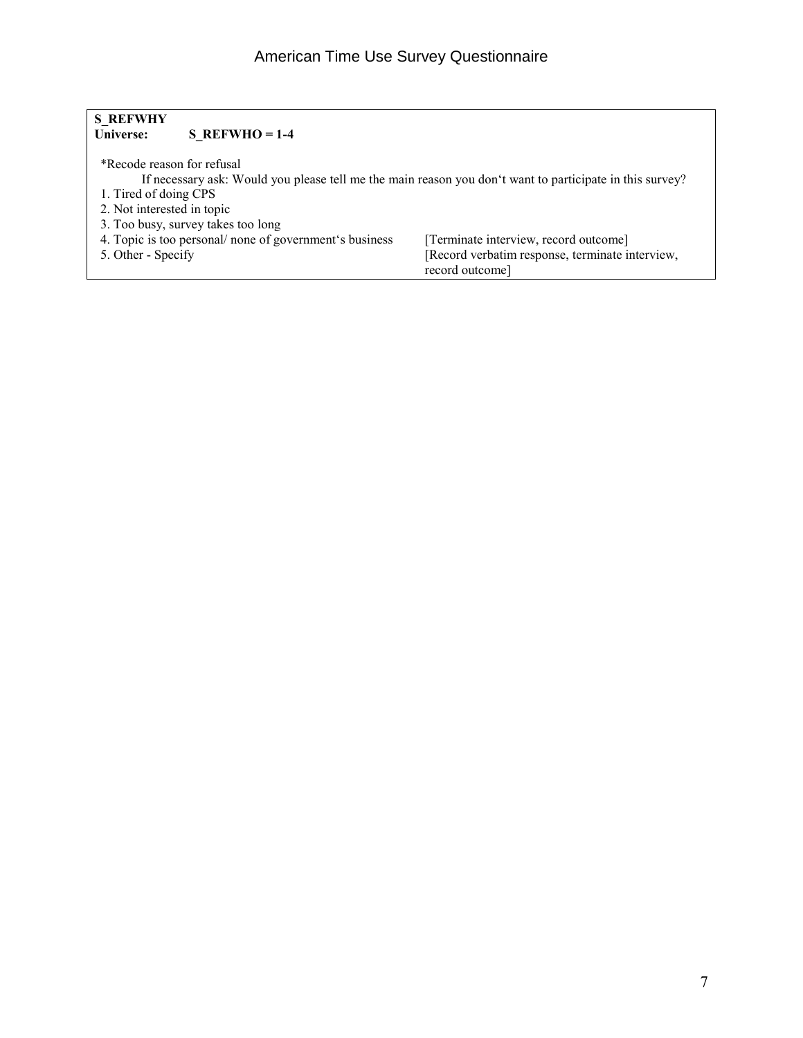**S_REFWHY**
**Universe: S_REFWHO = 1-4**

*Recode reason for refusal

If necessary ask: Would you please tell me the main reason you don't want to participate in this survey?

1. Tired of doing CPS
2. Not interested in topic
3. Too busy, survey takes too long
4. Topic is too personal/ none of government's business [Terminate interview, record outcome]
5. Other - Specify [Record verbatim response, terminate interview, record outcome]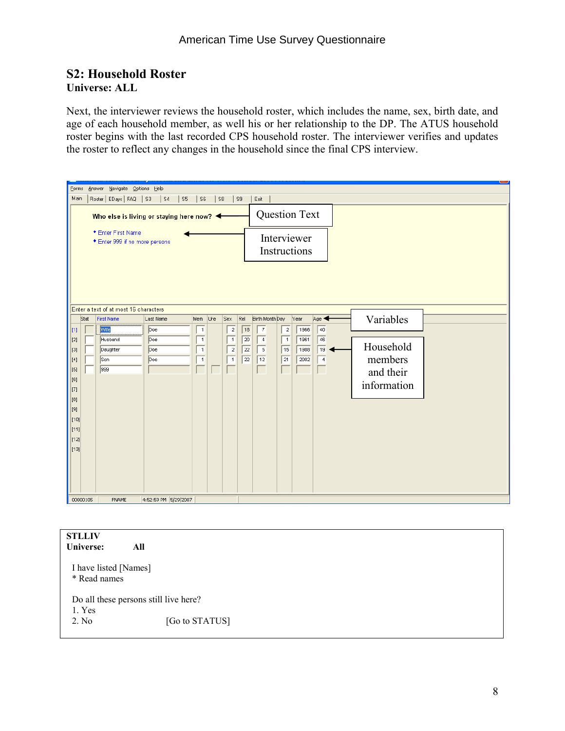## S2: Household Roster

**Universe: ALL**

Next, the interviewer reviews the household roster, which includes the name, sex, birth date, and age of each household member, as well his or her relationship to the DP. The ATUS household roster begins with the last recorded CPS household roster. The interviewer verifies and updates the roster to reflect any changes in the household since the final CPS interview.

Forms Answer Navigate Options Help

Main | Roster | EDays | FAQ | S3 | S4 | S5 | S6 | S8 | S9 | Exit

Who else is living or staying here now? ← Question Text

- Enter First Name
- Enter 999 if no more persons

← Interviewer Instructions

Enter a text of at most 15 characters

| | Stat | First Name | Last Name | Mem | Ure | Sex | Rel | Birth Month | Day | Year | Age |
|---|---|---|---|---|---|---|---|---|---|---|---|
| [1] | | Wife | Doe | 1 | | 2 | 18 | 7 | 2 | 1966 | 40 |
| [2] | | Husband | Doe | 1 | | 1 | 20 | 4 | 1 | 1961 | 46 |
| [3] | | Daughter | Doe | 1 | | 2 | 22 | 5 | 15 | 1988 | 19 |
| [4] | | Son | Doe | 1 | | 1 | 22 | 12 | 21 | 2002 | 4 |
| [5] | | 999 | | | | | | | | | |
| [6] | | | | | | | | | | | |
| [7] | | | | | | | | | | | |
| [8] | | | | | | | | | | | |
| [9] | | | | | | | | | | | |
| [10] | | | | | | | | | | | |
| [11] | | | | | | | | | | | |
| [12] | | | | | | | | | | | |
| [13] | | | | | | | | | | | |

← Variables

← Household members and their information

00000105 FNAME 4:52:59 PM 5/29/2007

---

**STLLIV**

**Universe:** **All**

I have listed [Names]
* Read names

Do all these persons still live here?
1. Yes
2. No [Go to STATUS]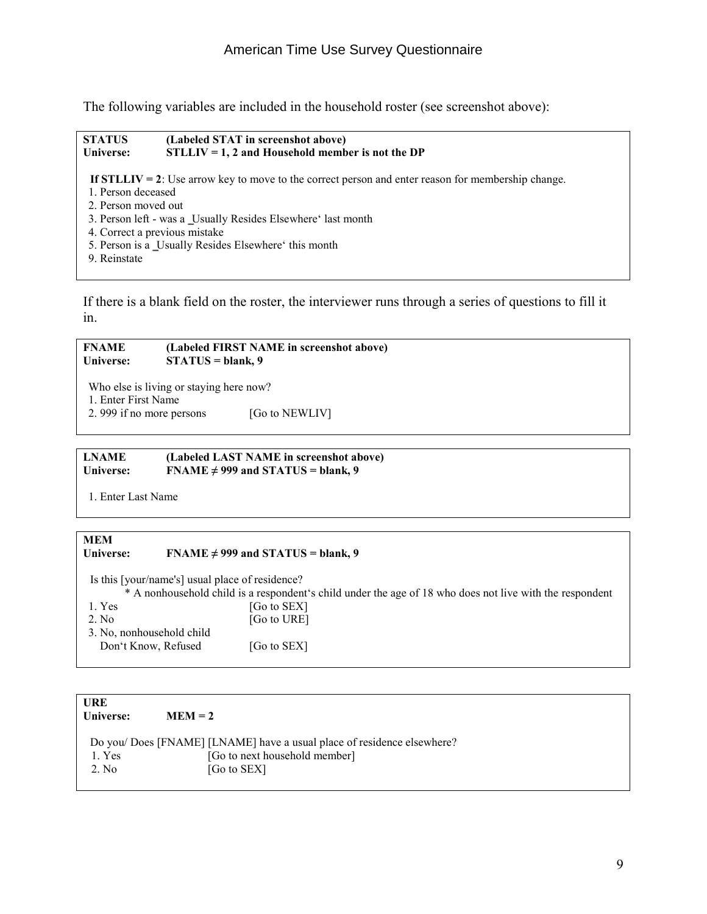The following variables are included in the household roster (see screenshot above):

**STATUS** **(Labeled STAT in screenshot above)**
**Universe:** **STLLIV = 1, 2 and Household member is not the DP**

**If STLLIV = 2**: Use arrow key to move to the correct person and enter reason for membership change.
1. Person deceased
2. Person moved out
3. Person left - was a ‗Usually Resides Elsewhere' last month
4. Correct a previous mistake
5. Person is a ‗Usually Resides Elsewhere' this month
9. Reinstate

If there is a blank field on the roster, the interviewer runs through a series of questions to fill it in.

**FNAME** **(Labeled FIRST NAME in screenshot above)**
**Universe:** **STATUS = blank, 9**

Who else is living or staying here now?
1. Enter First Name
2. 999 if no more persons [Go to NEWLIV]

**LNAME** **(Labeled LAST NAME in screenshot above)**
**Universe:** **FNAME ≠ 999 and STATUS = blank, 9**

1. Enter Last Name

**MEM**
**Universe:** **FNAME ≠ 999 and STATUS = blank, 9**

Is this [your/name's] usual place of residence?
* A nonhousehold child is a respondent's child under the age of 18 who does not live with the respondent
1. Yes [Go to SEX]
2. No [Go to URE]
3. No, nonhousehold child
Don't Know, Refused [Go to SEX]

**URE**
**Universe:** **MEM = 2**

Do you/ Does [FNAME] [LNAME] have a usual place of residence elsewhere?
1. Yes [Go to next household member]
2. No [Go to SEX]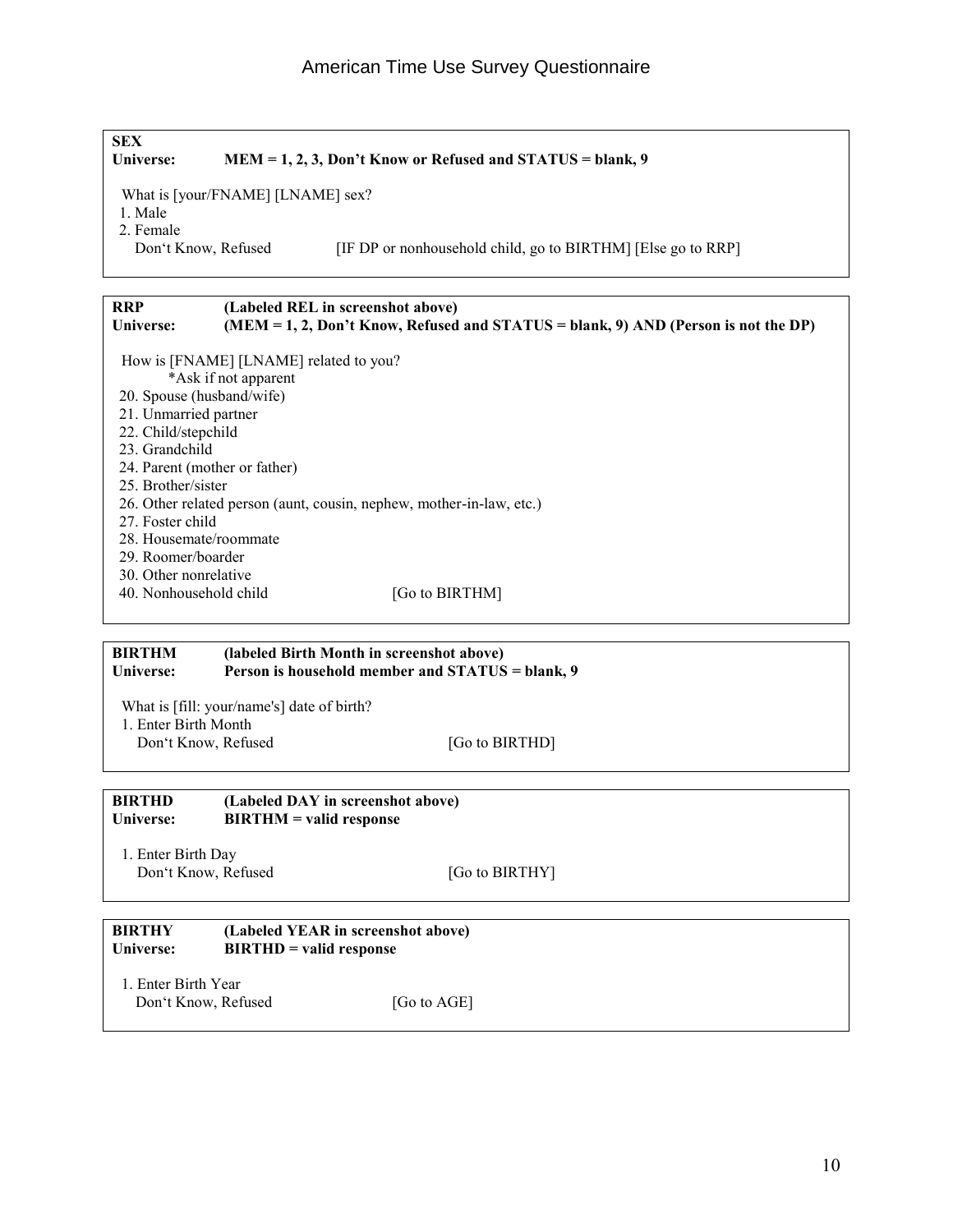**SEX**
**Universe: MEM = 1, 2, 3, Don't Know or Refused and STATUS = blank, 9**

What is [your/FNAME] [LNAME] sex?
1. Male
2. Female
Don't Know, Refused [IF DP or nonhousehold child, go to BIRTHM] [Else go to RRP]

---

**RRP (Labeled REL in screenshot above)**
**Universe: (MEM = 1, 2, Don't Know, Refused and STATUS = blank, 9) AND (Person is not the DP)**

How is [FNAME] [LNAME] related to you?
*Ask if not apparent
20. Spouse (husband/wife)
21. Unmarried partner
22. Child/stepchild
23. Grandchild
24. Parent (mother or father)
25. Brother/sister
26. Other related person (aunt, cousin, nephew, mother-in-law, etc.)
27. Foster child
28. Housemate/roommate
29. Roomer/boarder
30. Other nonrelative
40. Nonhousehold child [Go to BIRTHM]

---

**BIRTHM (labeled Birth Month in screenshot above)**
**Universe: Person is household member and STATUS = blank, 9**

What is [fill: your/name's] date of birth?
1. Enter Birth Month
Don't Know, Refused [Go to BIRTHD]

---

**BIRTHD (Labeled DAY in screenshot above)**
**Universe: BIRTHM = valid response**

1. Enter Birth Day
Don't Know, Refused [Go to BIRTHY]

---

**BIRTHY (Labeled YEAR in screenshot above)**
**Universe: BIRTHD = valid response**

1. Enter Birth Year
Don't Know, Refused [Go to AGE]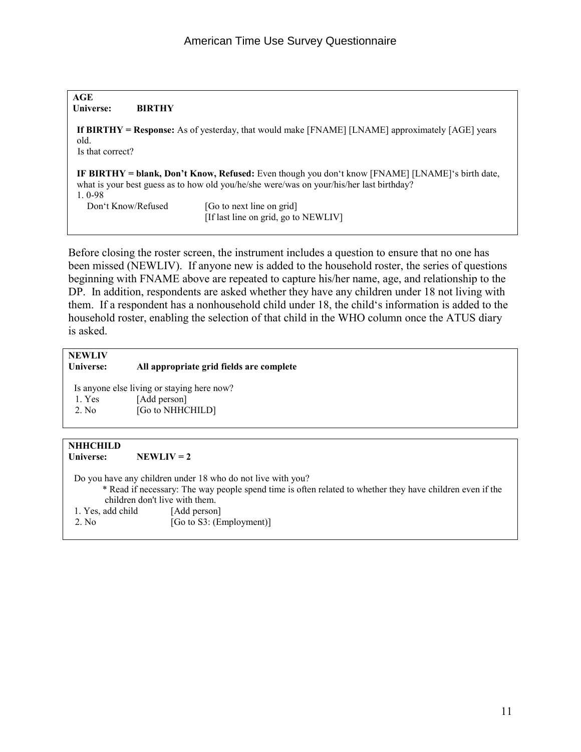**AGE**
**Universe:** **BIRTHY**

**If BIRTHY = Response:** As of yesterday, that would make [FNAME] [LNAME] approximately [AGE] years old.
Is that correct?

**IF BIRTHY = blank, Don't Know, Refused:** Even though you don't know [FNAME] [LNAME]'s birth date, what is your best guess as to how old you/he/she were/was on your/his/her last birthday?
1. 0-98
Don't Know/Refused [Go to next line on grid]
[If last line on grid, go to NEWLIV]

Before closing the roster screen, the instrument includes a question to ensure that no one has been missed (NEWLIV). If anyone new is added to the household roster, the series of questions beginning with FNAME above are repeated to capture his/her name, age, and relationship to the DP. In addition, respondents are asked whether they have any children under 18 not living with them. If a respondent has a nonhousehold child under 18, the child's information is added to the household roster, enabling the selection of that child in the WHO column once the ATUS diary is asked.

**NEWLIV**
**Universe:** **All appropriate grid fields are complete**

Is anyone else living or staying here now?
1. Yes [Add person]
2. No [Go to NHHCHILD]

**NHHCHILD**
**Universe:** **NEWLIV = 2**

Do you have any children under 18 who do not live with you?
* Read if necessary: The way people spend time is often related to whether they have children even if the children don't live with them.
1. Yes, add child [Add person]
2. No [Go to S3: (Employment)]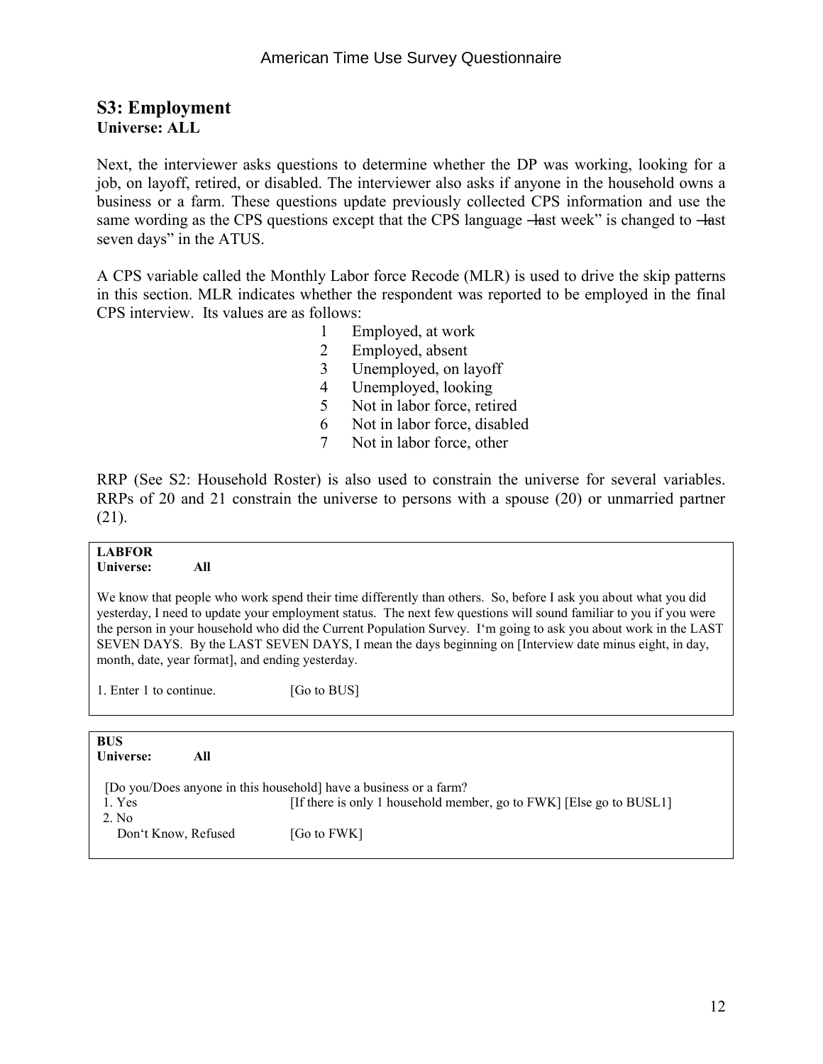## S3: Employment

**Universe: ALL**

Next, the interviewer asks questions to determine whether the DP was working, looking for a job, on layoff, retired, or disabled. The interviewer also asks if anyone in the household owns a business or a farm. These questions update previously collected CPS information and use the same wording as the CPS questions except that the CPS language ―last week" is changed to ―last seven days" in the ATUS.

A CPS variable called the Monthly Labor force Recode (MLR) is used to drive the skip patterns in this section. MLR indicates whether the respondent was reported to be employed in the final CPS interview. Its values are as follows:

1. Employed, at work
2. Employed, absent
3. Unemployed, on layoff
4. Unemployed, looking
5. Not in labor force, retired
6. Not in labor force, disabled
7. Not in labor force, other

RRP (See S2: Household Roster) is also used to constrain the universe for several variables. RRPs of 20 and 21 constrain the universe to persons with a spouse (20) or unmarried partner (21).

---

**LABFOR**
**Universe: All**

We know that people who work spend their time differently than others. So, before I ask you about what you did yesterday, I need to update your employment status. The next few questions will sound familiar to you if you were the person in your household who did the Current Population Survey. I‗m going to ask you about work in the LAST SEVEN DAYS. By the LAST SEVEN DAYS, I mean the days beginning on [Interview date minus eight, in day, month, date, year format], and ending yesterday.

1. Enter 1 to continue. [Go to BUS]

---

**BUS**
**Universe: All**

[Do you/Does anyone in this household] have a business or a farm?

1. Yes [If there is only 1 household member, go to FWK] [Else go to BUSL1]
2. No

Don‗t Know, Refused [Go to FWK]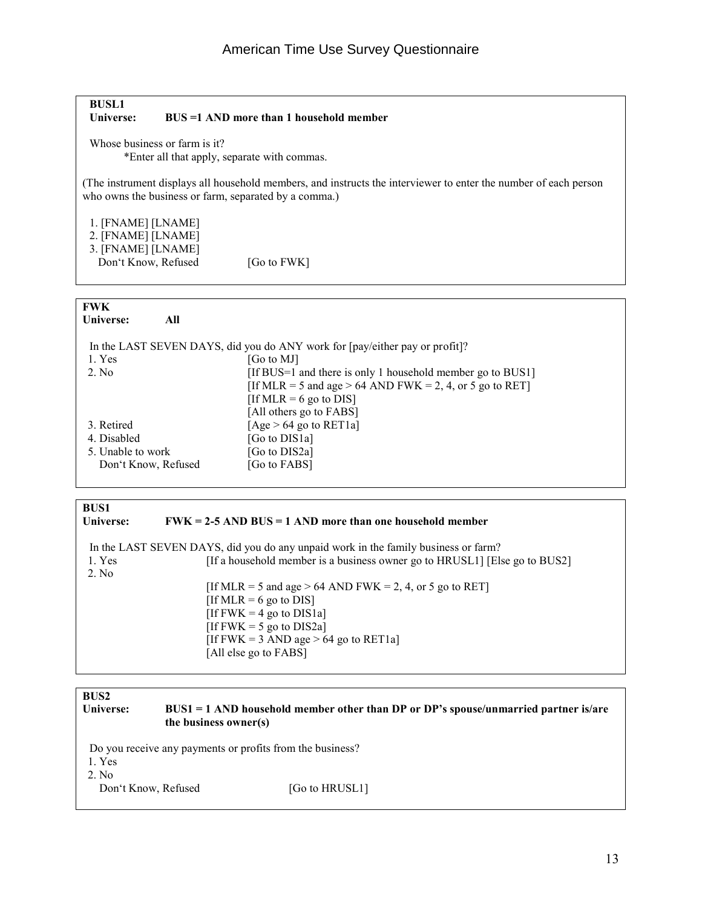**BUSL1**
**Universe: BUS =1 AND more than 1 household member**

Whose business or farm is it?
*Enter all that apply, separate with commas.

(The instrument displays all household members, and instructs the interviewer to enter the number of each person who owns the business or farm, separated by a comma.)

1. [FNAME] [LNAME]
2. [FNAME] [LNAME]
3. [FNAME] [LNAME]

Don't Know, Refused [Go to FWK]

---

**FWK**
**Universe: All**

In the LAST SEVEN DAYS, did you do ANY work for [pay/either pay or profit]?

| Response | Routing |
|---|---|
| 1. Yes | [Go to MJ] |
| 2. No | [If BUS=1 and there is only 1 household member go to BUS1]<br>[If MLR = 5 and age > 64 AND FWK = 2, 4, or 5 go to RET]<br>[If MLR = 6 go to DIS]<br>[All others go to FABS] |
| 3. Retired | [Age > 64 go to RET1a] |
| 4. Disabled | [Go to DIS1a] |
| 5. Unable to work | [Go to DIS2a] |
| Don't Know, Refused | [Go to FABS] |

---

**BUS1**
**Universe: FWK = 2-5 AND BUS = 1 AND more than one household member**

In the LAST SEVEN DAYS, did you do any unpaid work in the family business or farm?

| Response | Routing |
|---|---|
| 1. Yes | [If a household member is a business owner go to HRUSL1] [Else go to BUS2] |
| 2. No | [If MLR = 5 and age > 64 AND FWK = 2, 4, or 5 go to RET]<br>[If MLR = 6 go to DIS]<br>[If FWK = 4 go to DIS1a]<br>[If FWK = 5 go to DIS2a]<br>[If FWK = 3 AND age > 64 go to RET1a]<br>[All else go to FABS] |

---

**BUS2**
**Universe: BUS1 = 1 AND household member other than DP or DP's spouse/unmarried partner is/are the business owner(s)**

Do you receive any payments or profits from the business?

1. Yes
2. No

Don't Know, Refused [Go to HRUSL1]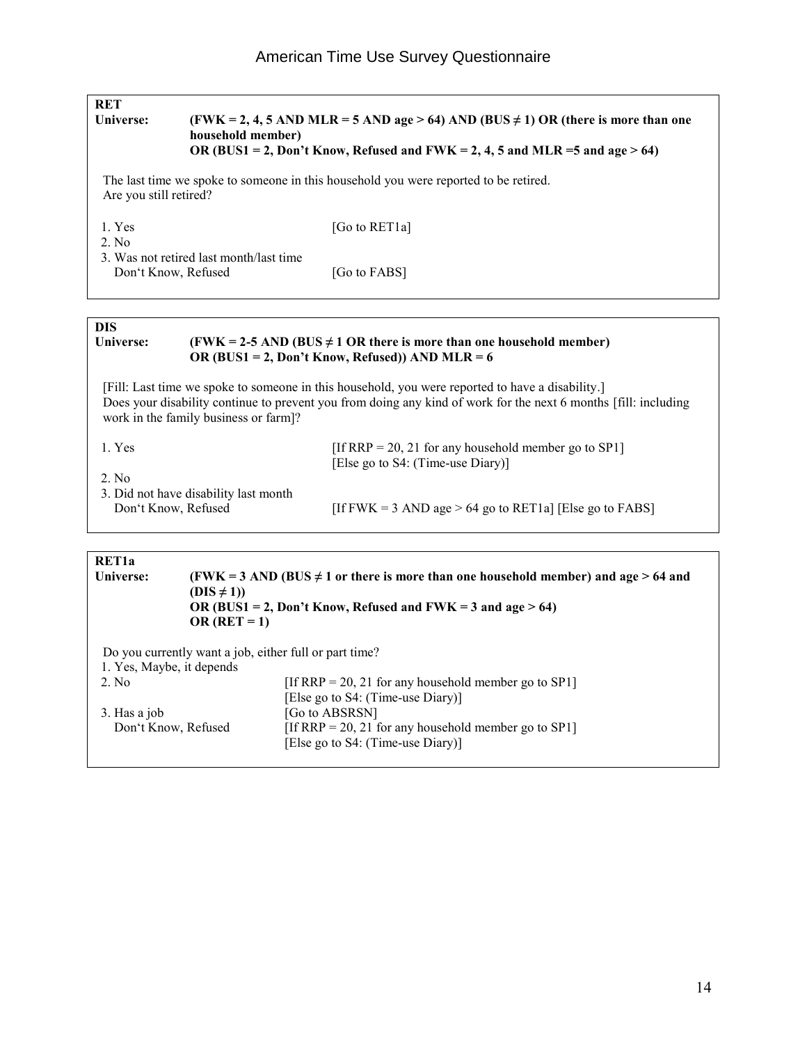**RET**

**Universe:** **(FWK = 2, 4, 5 AND MLR = 5 AND age > 64) AND (BUS ≠ 1) OR (there is more than one household member)**
**OR (BUS1 = 2, Don't Know, Refused and FWK = 2, 4, 5 and MLR =5 and age > 64)**

The last time we spoke to someone in this household you were reported to be retired.
Are you still retired?

| | |
|---|---|
| 1. Yes | [Go to RET1a] |
| 2. No | |
| 3. Was not retired last month/last time | |
| Don't Know, Refused | [Go to FABS] |

---

**DIS**

**Universe:** **(FWK = 2-5 AND (BUS ≠ 1 OR there is more than one household member)**
**OR (BUS1 = 2, Don't Know, Refused)) AND MLR = 6**

[Fill: Last time we spoke to someone in this household, you were reported to have a disability.]
Does your disability continue to prevent you from doing any kind of work for the next 6 months [fill: including work in the family business or farm]?

| | |
|---|---|
| 1. Yes | [If RRP = 20, 21 for any household member go to SP1] [Else go to S4: (Time-use Diary)] |
| 2. No | |
| 3. Did not have disability last month | |
| Don't Know, Refused | [If FWK = 3 AND age > 64 go to RET1a] [Else go to FABS] |

---

**RET1a**

**Universe:** **(FWK = 3 AND (BUS ≠ 1 or there is more than one household member) and age > 64 and (DIS ≠ 1))**
**OR (BUS1 = 2, Don't Know, Refused and FWK = 3 and age > 64)**
**OR (RET = 1)**

Do you currently want a job, either full or part time?

| | |
|---|---|
| 1. Yes, Maybe, it depends | |
| 2. No | [If RRP = 20, 21 for any household member go to SP1] [Else go to S4: (Time-use Diary)] |
| 3. Has a job | [Go to ABSRSN] |
| Don't Know, Refused | [If RRP = 20, 21 for any household member go to SP1] [Else go to S4: (Time-use Diary)] |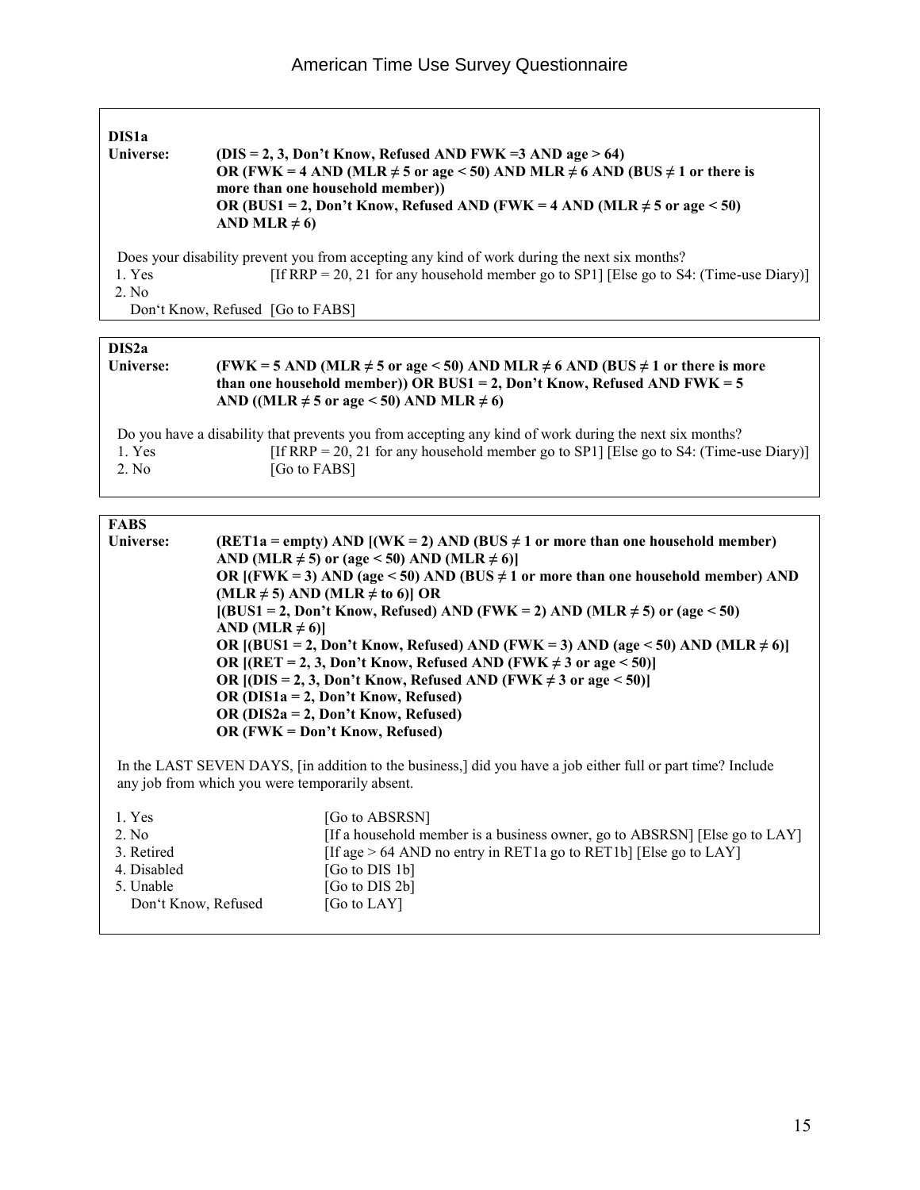**DIS1a**

**Universe:** **(DIS = 2, 3, Don't Know, Refused AND FWK =3 AND age > 64)**
**OR (FWK = 4 AND (MLR ≠ 5 or age < 50) AND MLR ≠ 6 AND (BUS ≠ 1 or there is more than one household member))**
**OR (BUS1 = 2, Don't Know, Refused AND (FWK = 4 AND (MLR ≠ 5 or age < 50) AND MLR ≠ 6)**

Does your disability prevent you from accepting any kind of work during the next six months?

1. Yes [If RRP = 20, 21 for any household member go to SP1] [Else go to S4: (Time-use Diary)]
2. No

Don't Know, Refused [Go to FABS]

---

**DIS2a**

**Universe:** **(FWK = 5 AND (MLR ≠ 5 or age < 50) AND MLR ≠ 6 AND (BUS ≠ 1 or there is more than one household member)) OR BUS1 = 2, Don't Know, Refused AND FWK = 5 AND ((MLR ≠ 5 or age < 50) AND MLR ≠ 6)**

Do you have a disability that prevents you from accepting any kind of work during the next six months?

1. Yes [If RRP = 20, 21 for any household member go to SP1] [Else go to S4: (Time-use Diary)]
2. No [Go to FABS]

---

**FABS**

**Universe:** **(RET1a = empty) AND [(WK = 2) AND (BUS ≠ 1 or more than one household member) AND (MLR ≠ 5) or (age < 50) AND (MLR ≠ 6)]**
**OR [(FWK = 3) AND (age < 50) AND (BUS ≠ 1 or more than one household member) AND (MLR ≠ 5) AND (MLR ≠ to 6)] OR**
**[(BUS1 = 2, Don't Know, Refused) AND (FWK = 2) AND (MLR ≠ 5) or (age < 50) AND (MLR ≠ 6)]**
**OR [(BUS1 = 2, Don't Know, Refused) AND (FWK = 3) AND (age < 50) AND (MLR ≠ 6)]**
**OR [(RET = 2, 3, Don't Know, Refused AND (FWK ≠ 3 or age < 50)]**
**OR [(DIS = 2, 3, Don't Know, Refused AND (FWK ≠ 3 or age < 50)]**
**OR (DIS1a = 2, Don't Know, Refused)**
**OR (DIS2a = 2, Don't Know, Refused)**
**OR (FWK = Don't Know, Refused)**

In the LAST SEVEN DAYS, [in addition to the business,] did you have a job either full or part time? Include any job from which you were temporarily absent.

1. Yes [Go to ABSRSN]
2. No [If a household member is a business owner, go to ABSRSN] [Else go to LAY]
3. Retired [If age > 64 AND no entry in RET1a go to RET1b] [Else go to LAY]
4. Disabled [Go to DIS 1b]
5. Unable [Go to DIS 2b]

Don't Know, Refused [Go to LAY]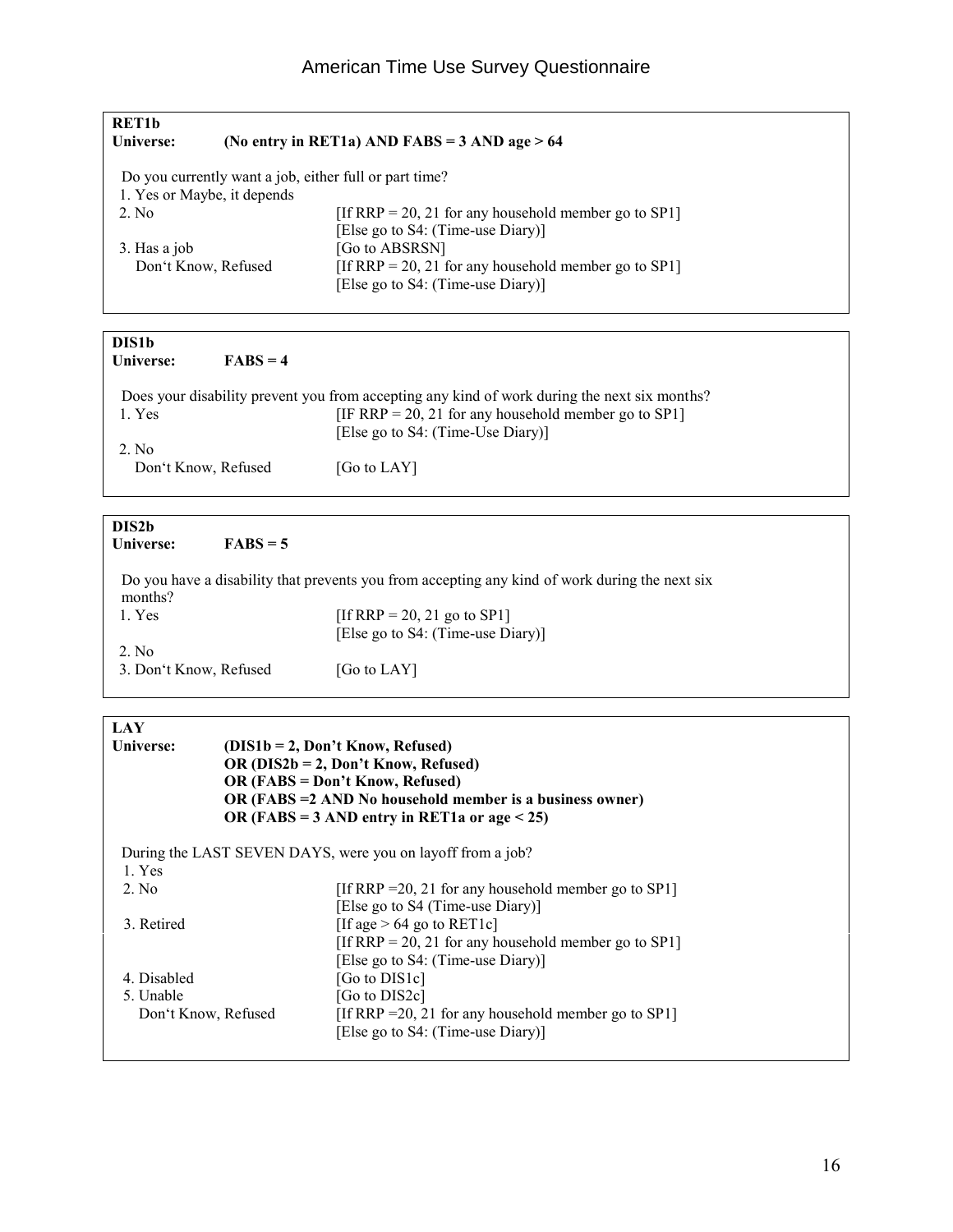**RET1b**
**Universe: (No entry in RET1a) AND FABS = 3 AND age > 64**

Do you currently want a job, either full or part time?

| | |
|---|---|
| 1. Yes or Maybe, it depends | |
| 2. No | [If RRP = 20, 21 for any household member go to SP1] [Else go to S4: (Time-use Diary)] |
| 3. Has a job | [Go to ABSRSN] |
| Don't Know, Refused | [If RRP = 20, 21 for any household member go to SP1] [Else go to S4: (Time-use Diary)] |

**DIS1b**
**Universe: FABS = 4**

Does your disability prevent you from accepting any kind of work during the next six months?

| | |
|---|---|
| 1. Yes | [IF RRP = 20, 21 for any household member go to SP1] [Else go to S4: (Time-Use Diary)] |
| 2. No | |
| Don't Know, Refused | [Go to LAY] |

**DIS2b**
**Universe: FABS = 5**

Do you have a disability that prevents you from accepting any kind of work during the next six months?

| | |
|---|---|
| 1. Yes | [If RRP = 20, 21 go to SP1] [Else go to S4: (Time-use Diary)] |
| 2. No | |
| 3. Don't Know, Refused | [Go to LAY] |

**LAY**
**Universe: (DIS1b = 2, Don't Know, Refused)**
**OR (DIS2b = 2, Don't Know, Refused)**
**OR (FABS = Don't Know, Refused)**
**OR (FABS =2 AND No household member is a business owner)**
**OR (FABS = 3 AND entry in RET1a or age < 25)**

During the LAST SEVEN DAYS, were you on layoff from a job?

| | |
|---|---|
| 1. Yes | |
| 2. No | [If RRP =20, 21 for any household member go to SP1] [Else go to S4 (Time-use Diary)] |
| 3. Retired | [If age > 64 go to RET1c] [If RRP = 20, 21 for any household member go to SP1] [Else go to S4: (Time-use Diary)] |
| 4. Disabled | [Go to DIS1c] |
| 5. Unable | [Go to DIS2c] |
| Don't Know, Refused | [If RRP =20, 21 for any household member go to SP1] [Else go to S4: (Time-use Diary)] |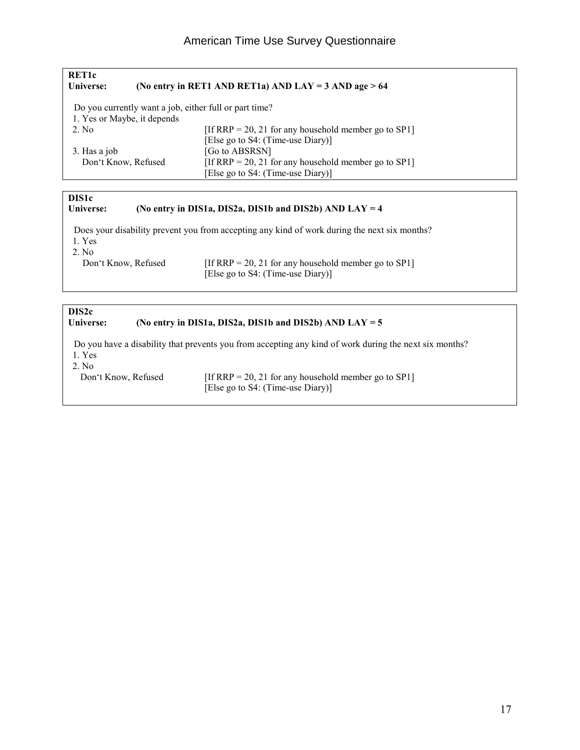**RET1c**
**Universe: (No entry in RET1 AND RET1a) AND LAY = 3 AND age > 64**

Do you currently want a job, either full or part time?

| | |
|---|---|
| 1. Yes or Maybe, it depends | |
| 2. No | [If RRP = 20, 21 for any household member go to SP1] [Else go to S4: (Time-use Diary)] |
| 3. Has a job | [Go to ABSRSN] |
| Don't Know, Refused | [If RRP = 20, 21 for any household member go to SP1] [Else go to S4: (Time-use Diary)] |

**DIS1c**
**Universe: (No entry in DIS1a, DIS2a, DIS1b and DIS2b) AND LAY = 4**

Does your disability prevent you from accepting any kind of work during the next six months?

| | |
|---|---|
| 1. Yes | |
| 2. No | |
| Don't Know, Refused | [If RRP = 20, 21 for any household member go to SP1] [Else go to S4: (Time-use Diary)] |

**DIS2c**
**Universe: (No entry in DIS1a, DIS2a, DIS1b and DIS2b) AND LAY = 5**

Do you have a disability that prevents you from accepting any kind of work during the next six months?

| | |
|---|---|
| 1. Yes | |
| 2. No | |
| Don't Know, Refused | [If RRP = 20, 21 for any household member go to SP1] [Else go to S4: (Time-use Diary)] |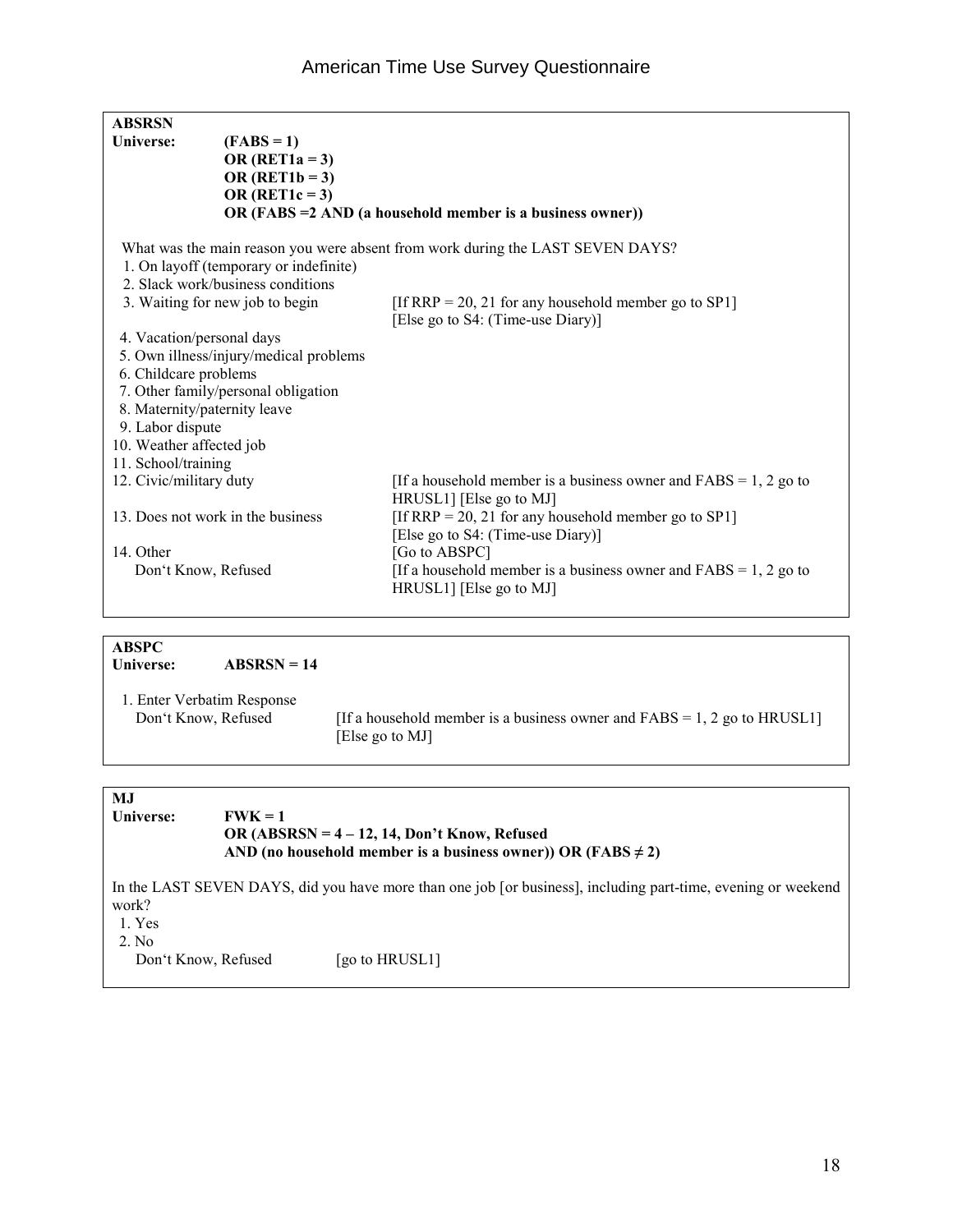**ABSRSN**

**Universe:** **(FABS = 1)**
**OR (RET1a = 3)**
**OR (RET1b = 3)**
**OR (RET1c = 3)**
**OR (FABS =2 AND (a household member is a business owner))**

What was the main reason you were absent from work during the LAST SEVEN DAYS?

| | |
|---|---|
| 1. On layoff (temporary or indefinite) | |
| 2. Slack work/business conditions | |
| 3. Waiting for new job to begin | [If RRP = 20, 21 for any household member go to SP1] [Else go to S4: (Time-use Diary)] |
| 4. Vacation/personal days | |
| 5. Own illness/injury/medical problems | |
| 6. Childcare problems | |
| 7. Other family/personal obligation | |
| 8. Maternity/paternity leave | |
| 9. Labor dispute | |
| 10. Weather affected job | |
| 11. School/training | |
| 12. Civic/military duty | [If a household member is a business owner and FABS = 1, 2 go to HRUSL1] [Else go to MJ] |
| 13. Does not work in the business | [If RRP = 20, 21 for any household member go to SP1] [Else go to S4: (Time-use Diary)] |
| 14. Other | [Go to ABSPC] |
| Don't Know, Refused | [If a household member is a business owner and FABS = 1, 2 go to HRUSL1] [Else go to MJ] |

**ABSPC**

**Universe:** **ABSRSN = 14**

1. Enter Verbatim Response
   Don't Know, Refused — [If a household member is a business owner and FABS = 1, 2 go to HRUSL1] [Else go to MJ]

**MJ**

**Universe:** **FWK = 1**
**OR (ABSRSN = 4 – 12, 14, Don't Know, Refused**
**AND (no household member is a business owner)) OR (FABS ≠ 2)**

In the LAST SEVEN DAYS, did you have more than one job [or business], including part-time, evening or weekend work?

1. Yes
2. No
   Don't Know, Refused — [go to HRUSL1]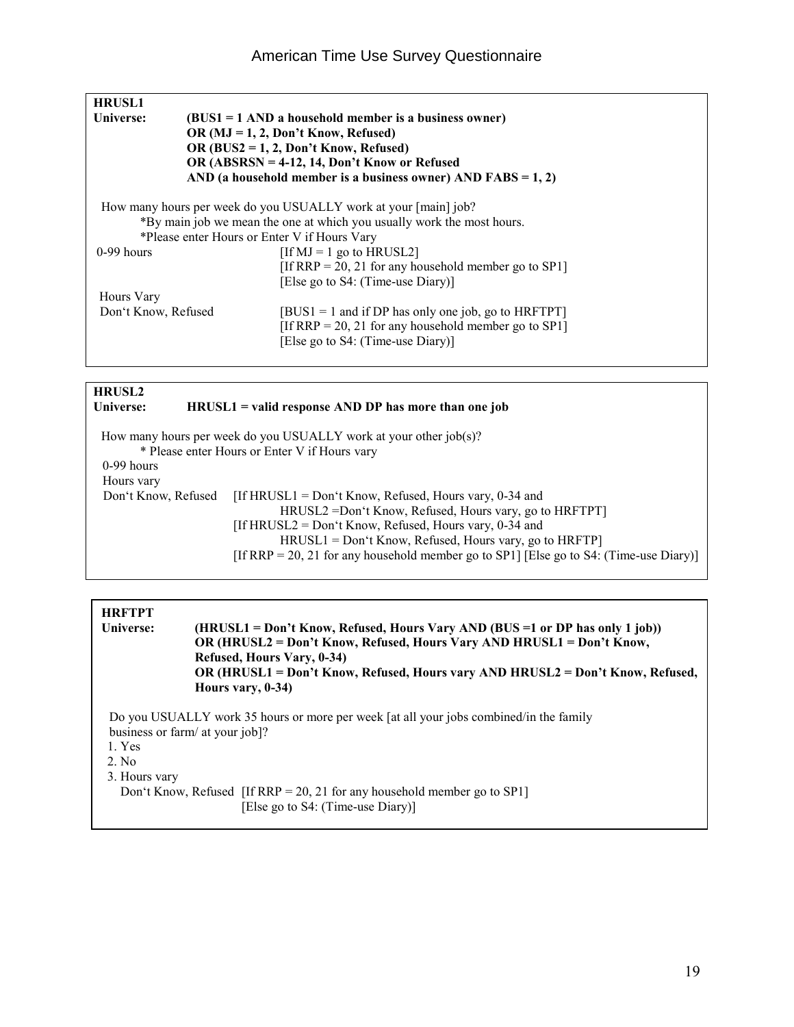**HRUSL1**

**Universe:** **(BUS1 = 1 AND a household member is a business owner)**
**OR (MJ = 1, 2, Don't Know, Refused)**
**OR (BUS2 = 1, 2, Don't Know, Refused)**
**OR (ABSRSN = 4-12, 14, Don't Know or Refused**
**AND (a household member is a business owner) AND FABS = 1, 2)**

How many hours per week do you USUALLY work at your [main] job?

*By main job we mean the one at which you usually work the most hours.
*Please enter Hours or Enter V if Hours Vary

0-99 hours — [If MJ = 1 go to HRUSL2]
[If RRP = 20, 21 for any household member go to SP1]
[Else go to S4: (Time-use Diary)]

Hours Vary
Don't Know, Refused — [BUS1 = 1 and if DP has only one job, go to HRFTPT]
[If RRP = 20, 21 for any household member go to SP1]
[Else go to S4: (Time-use Diary)]

---

**HRUSL2**

**Universe:** **HRUSL1 = valid response AND DP has more than one job**

How many hours per week do you USUALLY work at your other job(s)?

* Please enter Hours or Enter V if Hours vary

0-99 hours
Hours vary
Don't Know, Refused — [If HRUSL1 = Don't Know, Refused, Hours vary, 0-34 and HRUSL2 =Don't Know, Refused, Hours vary, go to HRFTPT]
[If HRUSL2 = Don't Know, Refused, Hours vary, 0-34 and HRUSL1 = Don't Know, Refused, Hours vary, go to HRFTP]
[If RRP = 20, 21 for any household member go to SP1] [Else go to S4: (Time-use Diary)]

---

**HRFTPT**

**Universe:** **(HRUSL1 = Don't Know, Refused, Hours Vary AND (BUS =1 or DP has only 1 job))**
**OR (HRUSL2 = Don't Know, Refused, Hours Vary AND HRUSL1 = Don't Know, Refused, Hours Vary, 0-34)**
**OR (HRUSL1 = Don't Know, Refused, Hours vary AND HRUSL2 = Don't Know, Refused, Hours vary, 0-34)**

Do you USUALLY work 35 hours or more per week [at all your jobs combined/in the family business or farm/ at your job]?

1. Yes
2. No
3. Hours vary

Don't Know, Refused — [If RRP = 20, 21 for any household member go to SP1]
[Else go to S4: (Time-use Diary)]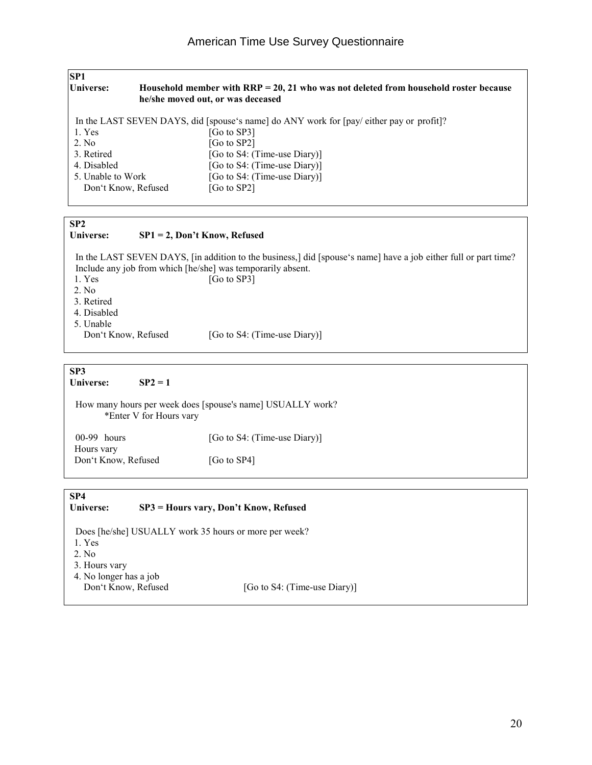**SP1**

**Universe:** **Household member with RRP = 20, 21 who was not deleted from household roster because he/she moved out, or was deceased**

In the LAST SEVEN DAYS, did [spouse's name] do ANY work for [pay/ either pay or profit]?

| | |
|---|---|
| 1. Yes | [Go to SP3] |
| 2. No | [Go to SP2] |
| 3. Retired | [Go to S4: (Time-use Diary)] |
| 4. Disabled | [Go to S4: (Time-use Diary)] |
| 5. Unable to Work | [Go to S4: (Time-use Diary)] |
| Don't Know, Refused | [Go to SP2] |

**SP2**

**Universe:** **SP1 = 2, Don't Know, Refused**

In the LAST SEVEN DAYS, [in addition to the business,] did [spouse's name] have a job either full or part time? Include any job from which [he/she] was temporarily absent.

| | |
|---|---|
| 1. Yes | [Go to SP3] |
| 2. No | |
| 3. Retired | |
| 4. Disabled | |
| 5. Unable | |
| Don't Know, Refused | [Go to S4: (Time-use Diary)] |

**SP3**

**Universe:** **SP2 = 1**

How many hours per week does [spouse's name] USUALLY work?
*Enter V for Hours vary

| | |
|---|---|
| 00-99 hours | [Go to S4: (Time-use Diary)] |
| Hours vary | |
| Don't Know, Refused | [Go to SP4] |

**SP4**

**Universe:** **SP3 = Hours vary, Don't Know, Refused**

Does [he/she] USUALLY work 35 hours or more per week?

| | |
|---|---|
| 1. Yes | |
| 2. No | |
| 3. Hours vary | |
| 4. No longer has a job | |
| Don't Know, Refused | [Go to S4: (Time-use Diary)] |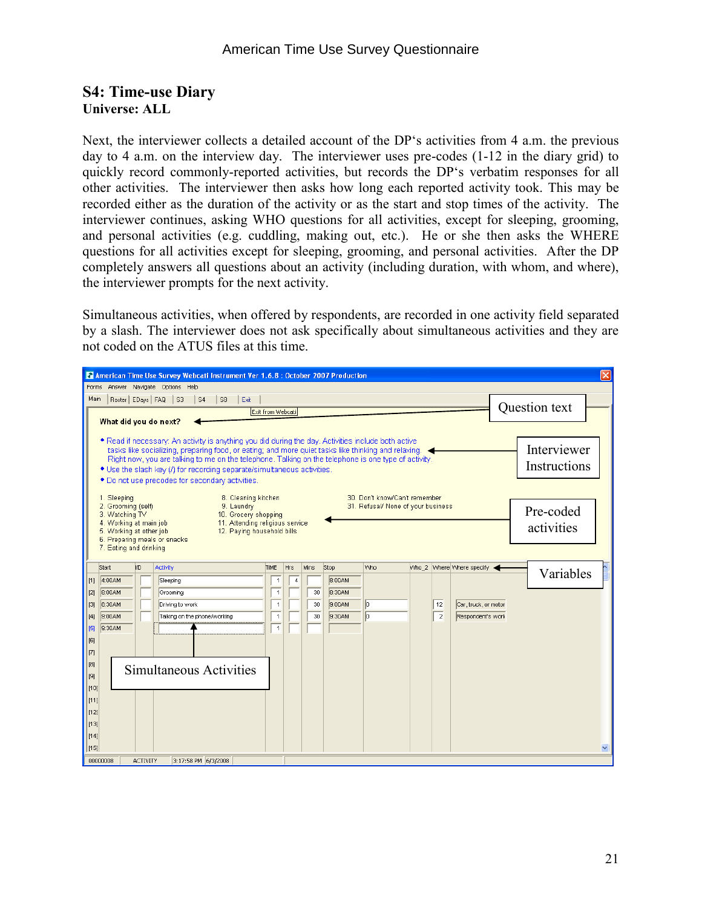## S4: Time-use Diary

**Universe: ALL**

Next, the interviewer collects a detailed account of the DP's activities from 4 a.m. the previous day to 4 a.m. on the interview day. The interviewer uses pre-codes (1-12 in the diary grid) to quickly record commonly-reported activities, but records the DP's verbatim responses for all other activities. The interviewer then asks how long each reported activity took. This may be recorded either as the duration of the activity or as the start and stop times of the activity. The interviewer continues, asking WHO questions for all activities, except for sleeping, grooming, and personal activities (e.g. cuddling, making out, etc.). He or she then asks the WHERE questions for all activities except for sleeping, grooming, and personal activities. After the DP completely answers all questions about an activity (including duration, with whom, and where), the interviewer prompts for the next activity.

Simultaneous activities, when offered by respondents, are recorded in one activity field separated by a slash. The interviewer does not ask specifically about simultaneous activities and they are not coded on the ATUS files at this time.

American Time Use Survey Webcati Instrument Ver 1.6.8 : October 2007 Production

Forms Answer Navigate Options Help

Main | Roster | EDays | FAQ | S3 | S4 | S8 | Exit

Exit from Webcati

**What did you do next?** ← Question text

- Read if necessary: An activity is anything you did during the day. Activities include both active tasks like socializing, preparing food, or eating; and more quiet tasks like thinking and relaxing. Right now, you are talking to me on the telephone. Talking on the telephone is one type of activity.
- Use the slash key (/) for recording separate/simultaneous activities.
- Do not use precodes for secondary activities.

← Interviewer Instructions

1. Sleeping
2. Grooming (self)
3. Watching TV
4. Working at main job
5. Working at other job
6. Preparing meals or snacks
7. Eating and drinking
8. Cleaning kitchen
9. Laundry
10. Grocery shopping
11. Attending religious service
12. Paying household bills

30. Don't know/Can't remember
31. Refusal/ None of your business

← Pre-coded activities

| | Start | ID | Activity | TIME | Hrs | Mins | Stop | Who | Who_2 | Where | Where specify |
|---|---|---|---|---|---|---|---|---|---|---|---|
| [1] | 4:00AM | | Sleeping | 1 | 4 | | 8:00AM | | | | |
| [2] | 8:00AM | | Grooming | 1 | | 30 | 8:30AM | | | | |
| [3] | 8:30AM | | Driving to work | 1 | | 30 | 9:00AM | 0 | | 12 | Car, truck, or motor |
| [4] | 9:00AM | | Talking on the phone/working | 1 | | 30 | 9:30AM | 0 | | 2 | Respondent's worl |
| [5] | 9:30AM | | | 1 | | | | | | | |
| [6] | | | | | | | | | | | |
| [7] | | | | | | | | | | | |
| [8] | | | | | | | | | | | |
| [9] | | | | | | | | | | | |
| [10] | | | | | | | | | | | |
| [11] | | | | | | | | | | | |
| [12] | | | | | | | | | | | |
| [13] | | | | | | | | | | | |
| [14] | | | | | | | | | | | |
| [15] | | | | | | | | | | | |

← Variables

↑ Simultaneous Activities

00000008 | ACTIVITY | 3:17:58 PM | 6/3/2008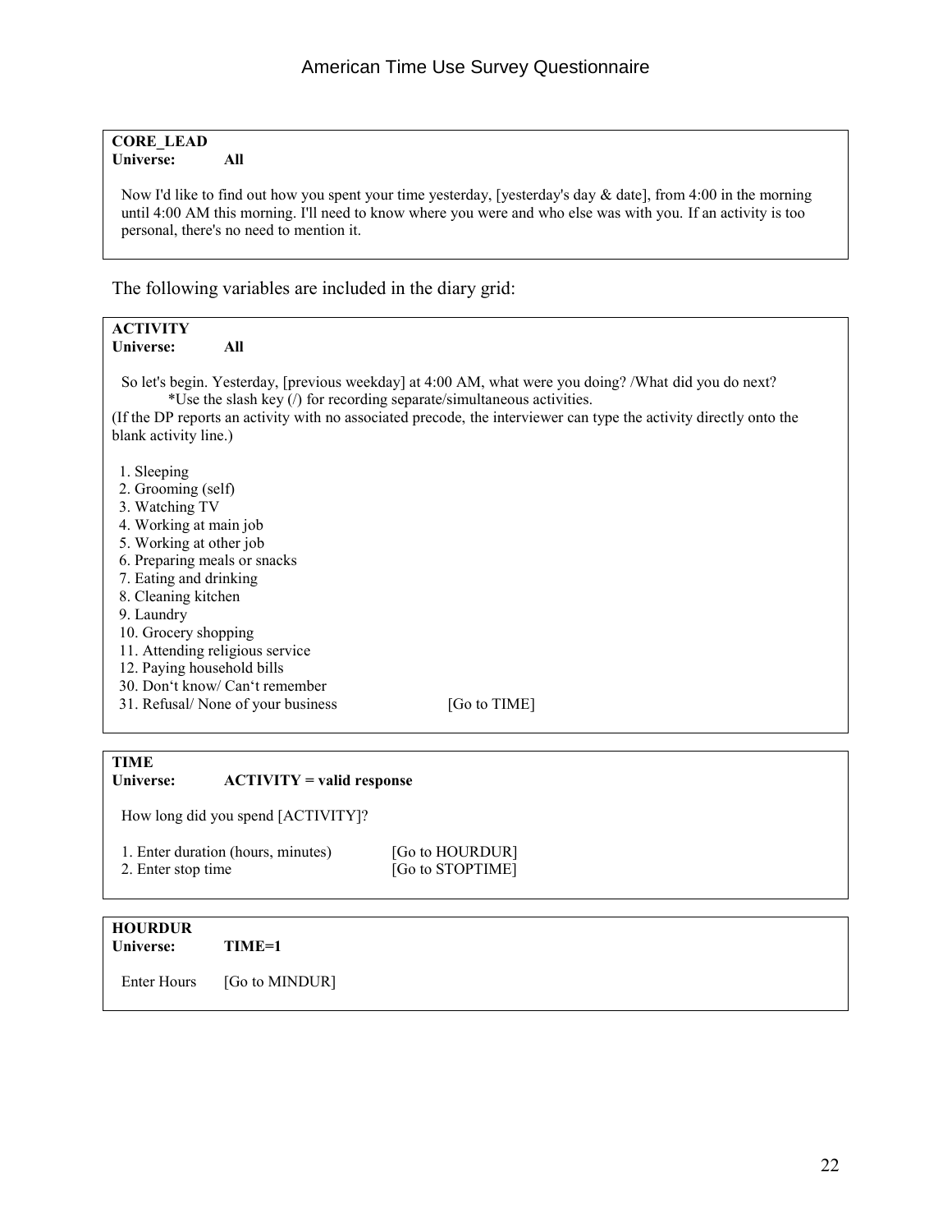**CORE_LEAD**
**Universe:** **All**

Now I'd like to find out how you spent your time yesterday, [yesterday's day & date], from 4:00 in the morning until 4:00 AM this morning. I'll need to know where you were and who else was with you. If an activity is too personal, there's no need to mention it.

The following variables are included in the diary grid:

**ACTIVITY**
**Universe:** **All**

So let's begin. Yesterday, [previous weekday] at 4:00 AM, what were you doing? /What did you do next?
*Use the slash key (/) for recording separate/simultaneous activities.
(If the DP reports an activity with no associated precode, the interviewer can type the activity directly onto the blank activity line.)

1. Sleeping
2. Grooming (self)
3. Watching TV
4. Working at main job
5. Working at other job
6. Preparing meals or snacks
7. Eating and drinking
8. Cleaning kitchen
9. Laundry
10. Grocery shopping
11. Attending religious service
12. Paying household bills
30. Don't know/ Can't remember
31. Refusal/ None of your business [Go to TIME]

**TIME**
**Universe:** **ACTIVITY = valid response**

How long did you spend [ACTIVITY]?

1. Enter duration (hours, minutes) [Go to HOURDUR]
2. Enter stop time [Go to STOPTIME]

**HOURDUR**
**Universe:** **TIME=1**

Enter Hours [Go to MINDUR]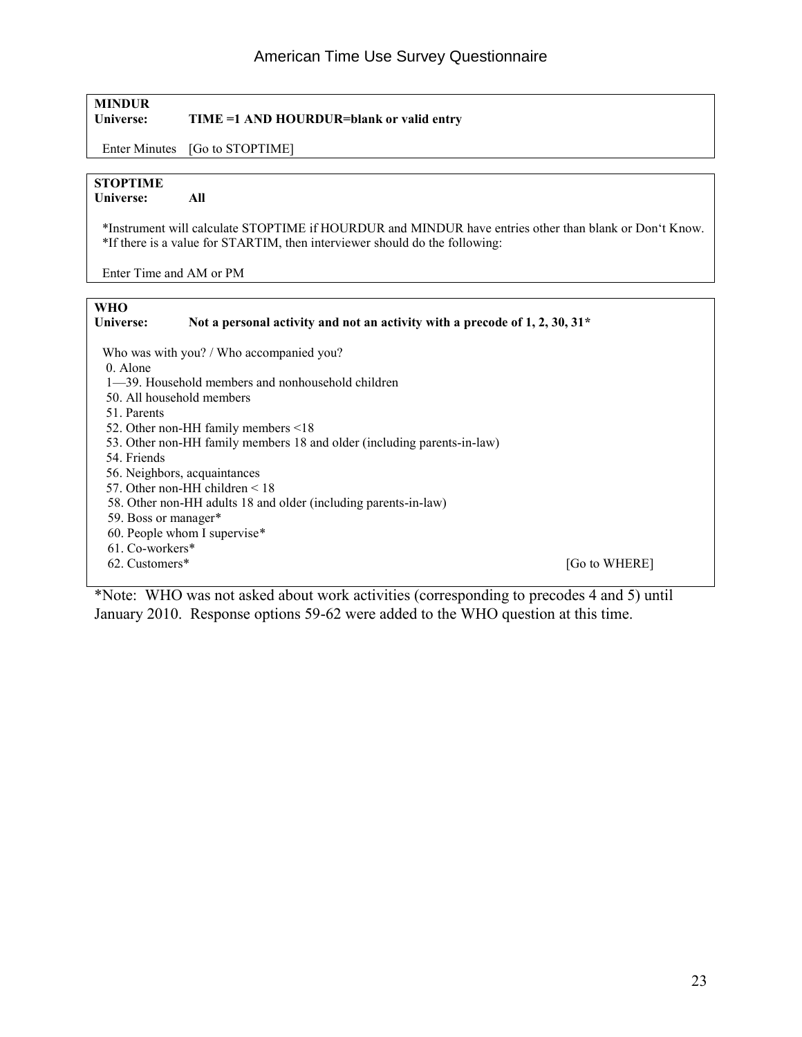**MINDUR**
**Universe: TIME =1 AND HOURDUR=blank or valid entry**

Enter Minutes [Go to STOPTIME]

**STOPTIME**
**Universe: All**

*Instrument will calculate STOPTIME if HOURDUR and MINDUR have entries other than blank or Don't Know.
*If there is a value for STARTIM, then interviewer should do the following:

Enter Time and AM or PM

**WHO**
**Universe: Not a personal activity and not an activity with a precode of 1, 2, 30, 31***

Who was with you? / Who accompanied you?

0. Alone
1—39. Household members and nonhousehold children
50. All household members
51. Parents
52. Other non-HH family members <18
53. Other non-HH family members 18 and older (including parents-in-law)
54. Friends
56. Neighbors, acquaintances
57. Other non-HH children < 18
58. Other non-HH adults 18 and older (including parents-in-law)
59. Boss or manager*
60. People whom I supervise*
61. Co-workers*
62. Customers* [Go to WHERE]

*Note: WHO was not asked about work activities (corresponding to precodes 4 and 5) until January 2010. Response options 59-62 were added to the WHO question at this time.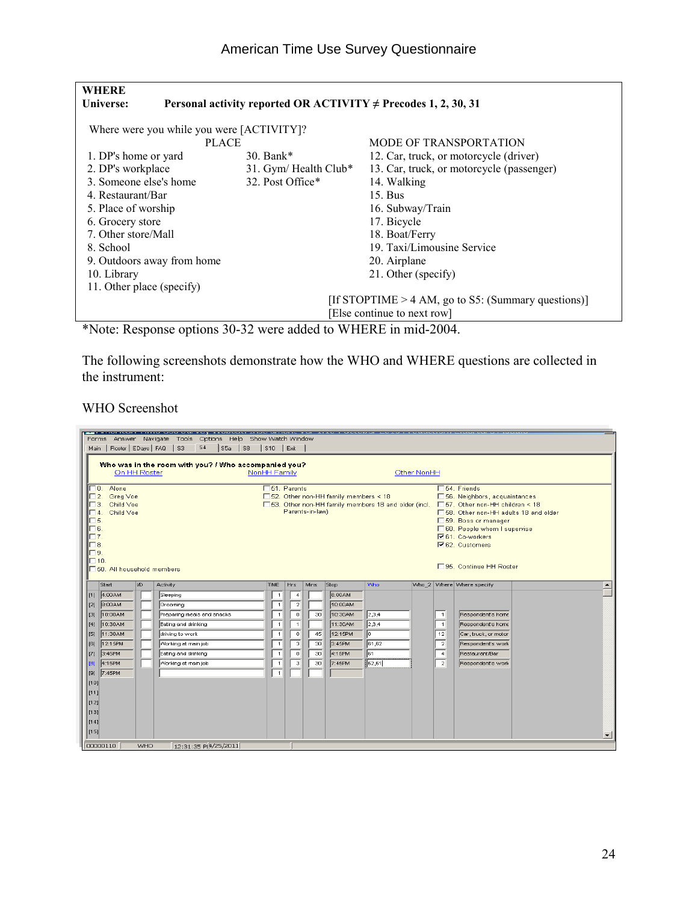**WHERE**
**Universe: Personal activity reported OR ACTIVITY ≠ Precodes 1, 2, 30, 31**

Where were you while you were [ACTIVITY]?

| PLACE | | MODE OF TRANSPORTATION |
|---|---|---|
| 1. DP's home or yard | 30. Bank* | 12. Car, truck, or motorcycle (driver) |
| 2. DP's workplace | 31. Gym/ Health Club* | 13. Car, truck, or motorcycle (passenger) |
| 3. Someone else's home | 32. Post Office* | 14. Walking |
| 4. Restaurant/Bar | | 15. Bus |
| 5. Place of worship | | 16. Subway/Train |
| 6. Grocery store | | 17. Bicycle |
| 7. Other store/Mall | | 18. Boat/Ferry |
| 8. School | | 19. Taxi/Limousine Service |
| 9. Outdoors away from home | | 20. Airplane |
| 10. Library | | 21. Other (specify) |
| 11. Other place (specify) | | |

[If STOPTIME > 4 AM, go to S5: (Summary questions)]
[Else continue to next row]

*Note: Response options 30-32 were added to WHERE in mid-2004.

The following screenshots demonstrate how the WHO and WHERE questions are collected in the instrument:

WHO Screenshot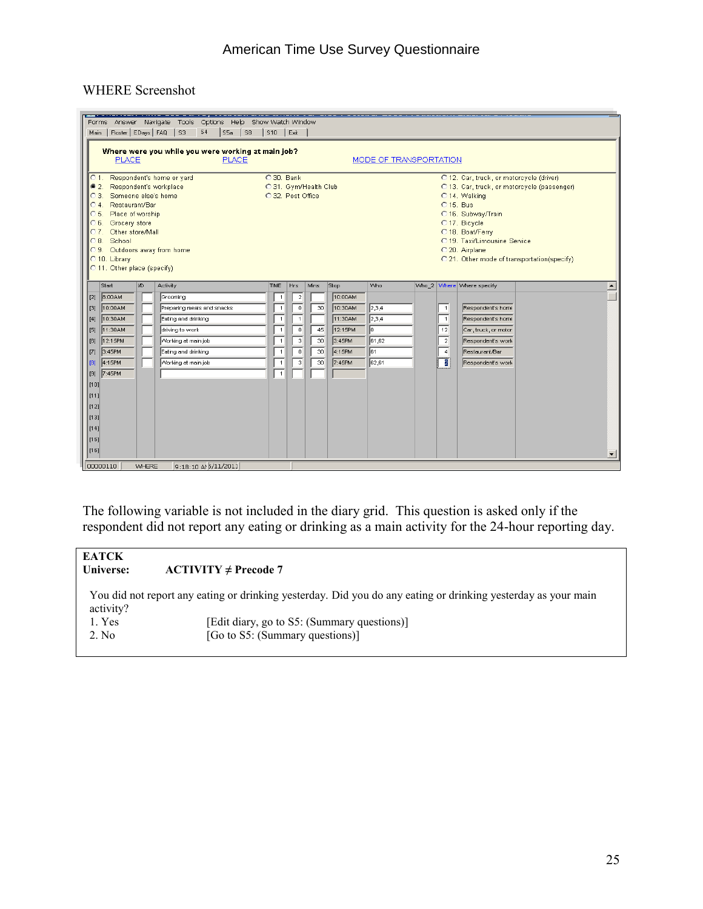WHERE Screenshot

Forms Answer Navigate Tools Options Help Show Watch Window

Main | Roster | EDays | FAQ | S3 | S4 | S5a | S8 | S10 | Exit

**Where were you while you were working at main job?**

PLACE | PLACE | MODE OF TRANSPORTATION

- 1. Respondent's home or yard
- 2. Respondent's workplace
- 3. Someone else's home
- 4. Restaurant/Bar
- 5. Place of worship
- 6. Grocery store
- 7. Other store/Mall
- 8. School
- 9. Outdoors away from home
- 10. Library
- 11. Other place (specify)
- 30. Bank
- 31. Gym/Health Club
- 32. Post Office
- 12. Car, truck, or motorcycle (driver)
- 13. Car, truck, or motorcycle (passenger)
- 14. Walking
- 15. Bus
- 16. Subway/Train
- 17. Bicycle
- 18. Boat/Ferry
- 19. Taxi/Limousine Service
- 20. Airplane
- 21. Other mode of transportation(specify)

| | Start | I/D | Activity | TIME | Hrs | Mins | Stop | Who | Who_2 | Where | Where specify |
|---|---|---|---|---|---|---|---|---|---|---|---|
| [2] | 8:00AM | | Grooming | 1 | 2 | | 10:00AM | | | | |
| [3] | 10:00AM | | Preparing meals and snacks | 1 | 0 | 30 | 10:30AM | 2,3,4 | | 1 | Respondent's home |
| [4] | 10:30AM | | Eating and drinking | 1 | 1 | | 11:30AM | 2,3,4 | | 1 | Respondent's home |
| [5] | 11:30AM | | driving to work | 1 | 0 | 45 | 12:15PM | 0 | | 12 | Car, truck, or motor |
| [6] | 12:15PM | | Working at main job | 1 | 3 | 30 | 3:45PM | 61,62 | | 2 | Respondent's work |
| [7] | 3:45PM | | Eating and drinking | 1 | 0 | 30 | 4:15PM | 61 | | 4 | Restaurant/Bar |
| [8] | 4:15PM | | Working at main job | 1 | 3 | 30 | 7:45PM | 62,61 | | 2 | Respondent's work |
| [9] | 7:45PM | | | 1 | | | | | | | |
| [10] | | | | | | | | | | | |
| [11] | | | | | | | | | | | |
| [12] | | | | | | | | | | | |
| [13] | | | | | | | | | | | |
| [14] | | | | | | | | | | | |
| [15] | | | | | | | | | | | |
| [16] | | | | | | | | | | | |

00000110 | WHERE | 9:18:10 A | 5/11/2011

The following variable is not included in the diary grid. This question is asked only if the respondent did not report any eating or drinking as a main activity for the 24-hour reporting day.

**EATCK**
**Universe: ACTIVITY ≠ Precode 7**

You did not report any eating or drinking yesterday. Did you do any eating or drinking yesterday as your main activity?

| | |
|---|---|
| 1. Yes | [Edit diary, go to S5: (Summary questions)] |
| 2. No | [Go to S5: (Summary questions)] |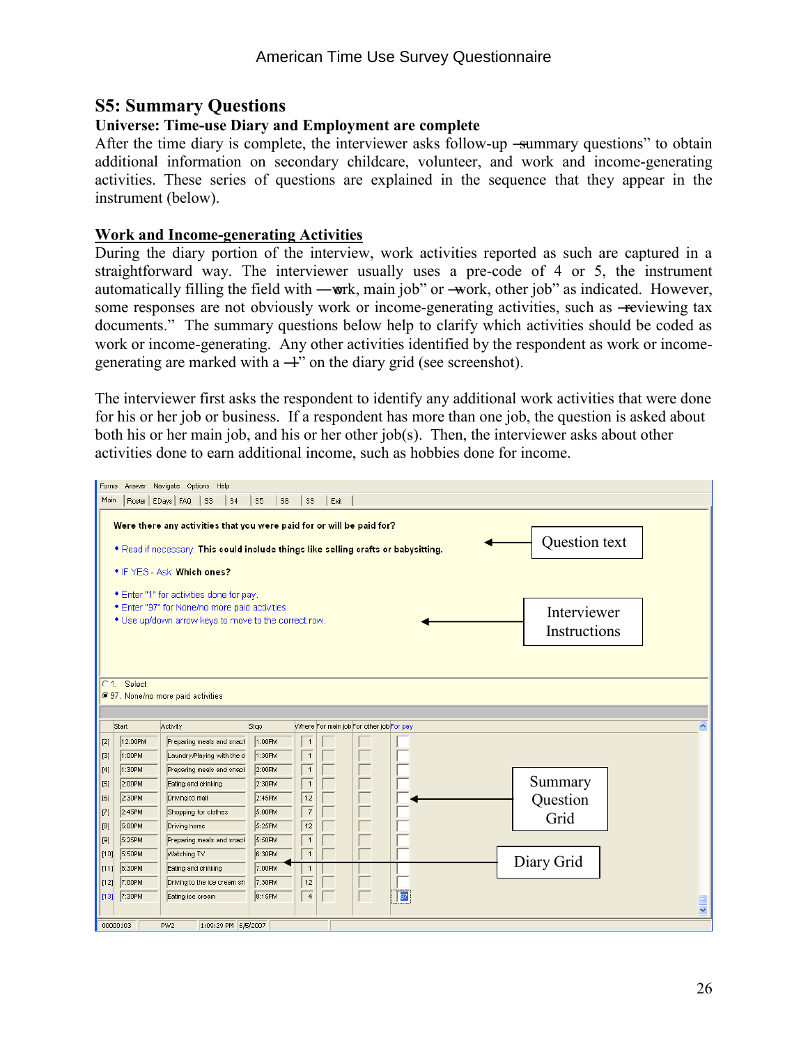## S5: Summary Questions

**Universe: Time-use Diary and Employment are complete**

After the time diary is complete, the interviewer asks follow-up –summary questions" to obtain additional information on secondary childcare, volunteer, and work and income-generating activities. These series of questions are explained in the sequence that they appear in the instrument (below).

### Work and Income-generating Activities

During the diary portion of the interview, work activities reported as such are captured in a straightforward way. The interviewer usually uses a pre-code of 4 or 5, the instrument automatically filling the field with ―work, main job" or –work, other job" as indicated. However, some responses are not obviously work or income-generating activities, such as –reviewing tax documents." The summary questions below help to clarify which activities should be coded as work or income-generating. Any other activities identified by the respondent as work or income-generating are marked with a –1" on the diary grid (see screenshot).

The interviewer first asks the respondent to identify any additional work activities that were done for his or her job or business. If a respondent has more than one job, the question is asked about both his or her main job, and his or her other job(s). Then, the interviewer asks about other activities done to earn additional income, such as hobbies done for income.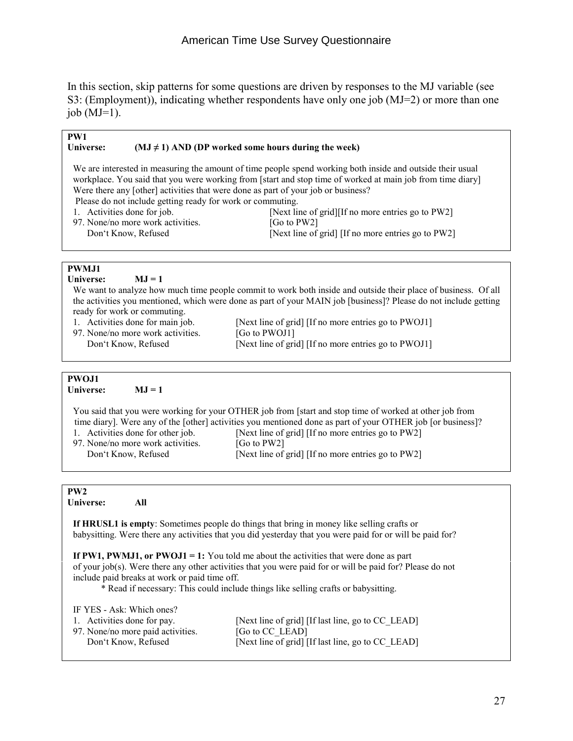In this section, skip patterns for some questions are driven by responses to the MJ variable (see S3: (Employment)), indicating whether respondents have only one job (MJ=2) or more than one job (MJ=1).

**PW1**
**Universe: (MJ ≠ 1) AND (DP worked some hours during the week)**

We are interested in measuring the amount of time people spend working both inside and outside their usual workplace. You said that you were working from [start and stop time of worked at main job from time diary] Were there any [other] activities that were done as part of your job or business?
Please do not include getting ready for work or commuting.

| | |
|---|---|
| 1. Activities done for job. | [Next line of grid][If no more entries go to PW2] |
| 97. None/no more work activities. | [Go to PW2] |
| Don't Know, Refused | [Next line of grid] [If no more entries go to PW2] |

**PWMJ1**
**Universe: MJ = 1**

We want to analyze how much time people commit to work both inside and outside their place of business. Of all the activities you mentioned, which were done as part of your MAIN job [business]? Please do not include getting ready for work or commuting.

| | |
|---|---|
| 1. Activities done for main job. | [Next line of grid] [If no more entries go to PWOJ1] |
| 97. None/no more work activities. | [Go to PWOJ1] |
| Don't Know, Refused | [Next line of grid] [If no more entries go to PWOJ1] |

**PWOJ1**
**Universe: MJ = 1**

You said that you were working for your OTHER job from [start and stop time of worked at other job from time diary]. Were any of the [other] activities you mentioned done as part of your OTHER job [or business]?

| | |
|---|---|
| 1. Activities done for other job. | [Next line of grid] [If no more entries go to PW2] |
| 97. None/no more work activities. | [Go to PW2] |
| Don't Know, Refused | [Next line of grid] [If no more entries go to PW2] |

**PW2**
**Universe: All**

**If HRUSL1 is empty**: Sometimes people do things that bring in money like selling crafts or babysitting. Were there any activities that you did yesterday that you were paid for or will be paid for?

**If PW1, PWMJ1, or PWOJ1 = 1:** You told me about the activities that were done as part of your job(s). Were there any other activities that you were paid for or will be paid for? Please do not include paid breaks at work or paid time off.

\* Read if necessary: This could include things like selling crafts or babysitting.

IF YES - Ask: Which ones?

| | |
|---|---|
| 1. Activities done for pay. | [Next line of grid] [If last line, go to CC_LEAD] |
| 97. None/no more paid activities. | [Go to CC_LEAD] |
| Don't Know, Refused | [Next line of grid] [If last line, go to CC_LEAD] |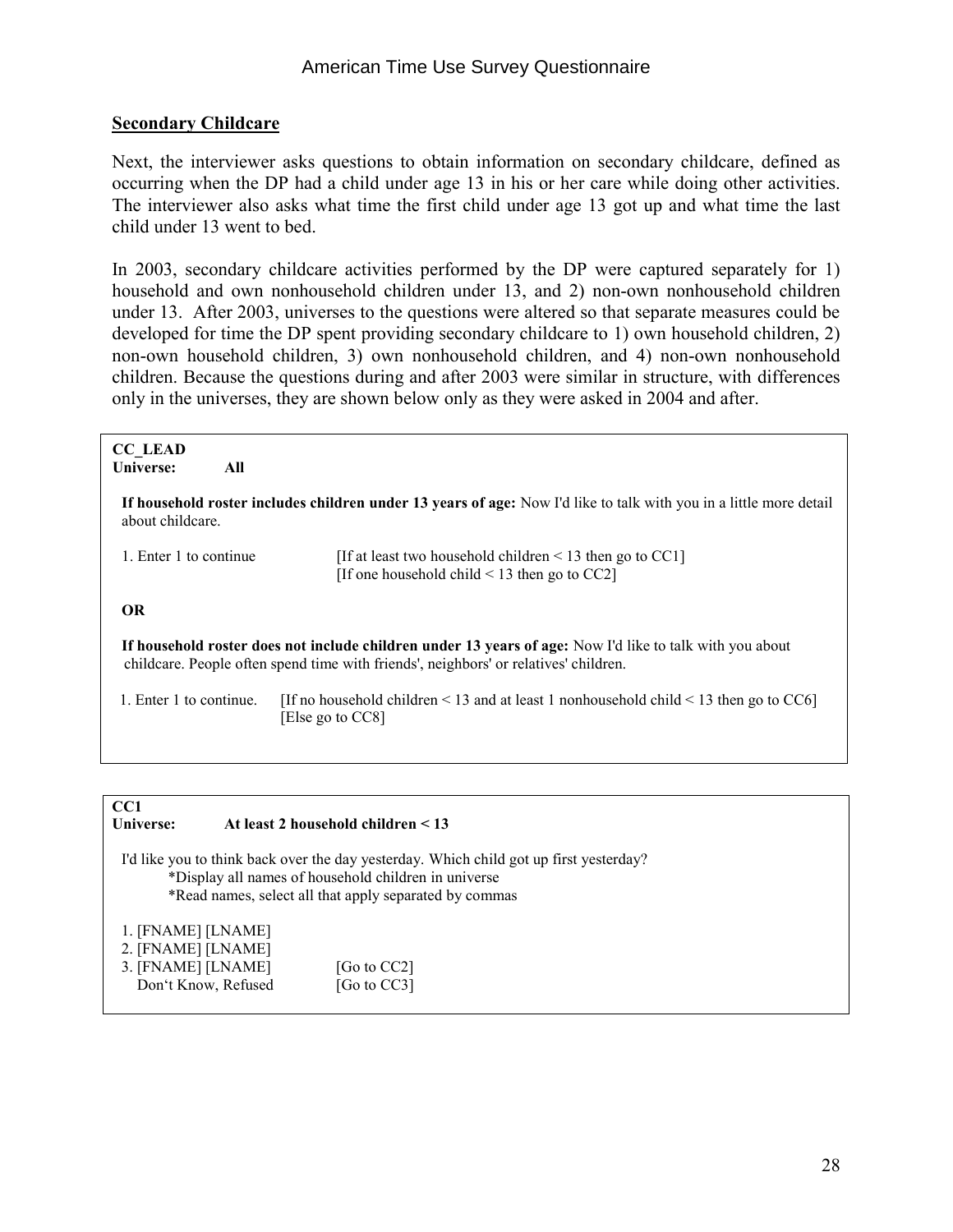## Secondary Childcare

Next, the interviewer asks questions to obtain information on secondary childcare, defined as occurring when the DP had a child under age 13 in his or her care while doing other activities. The interviewer also asks what time the first child under age 13 got up and what time the last child under 13 went to bed.

In 2003, secondary childcare activities performed by the DP were captured separately for 1) household and own nonhousehold children under 13, and 2) non-own nonhousehold children under 13. After 2003, universes to the questions were altered so that separate measures could be developed for time the DP spent providing secondary childcare to 1) own household children, 2) non-own household children, 3) own nonhousehold children, and 4) non-own nonhousehold children. Because the questions during and after 2003 were similar in structure, with differences only in the universes, they are shown below only as they were asked in 2004 and after.

---

**CC_LEAD**
**Universe: All**

**If household roster includes children under 13 years of age:** Now I'd like to talk with you in a little more detail about childcare.

1. Enter 1 to continue — [If at least two household children < 13 then go to CC1] [If one household child < 13 then go to CC2]

**OR**

**If household roster does not include children under 13 years of age:** Now I'd like to talk with you about childcare. People often spend time with friends', neighbors' or relatives' children.

1. Enter 1 to continue. — [If no household children < 13 and at least 1 nonhousehold child < 13 then go to CC6] [Else go to CC8]

---

**CC1**
**Universe: At least 2 household children < 13**

I'd like you to think back over the day yesterday. Which child got up first yesterday?

*Display all names of household children in universe
*Read names, select all that apply separated by commas

1. [FNAME] [LNAME]
2. [FNAME] [LNAME]
3. [FNAME] [LNAME] — [Go to CC2]

Don't Know, Refused — [Go to CC3]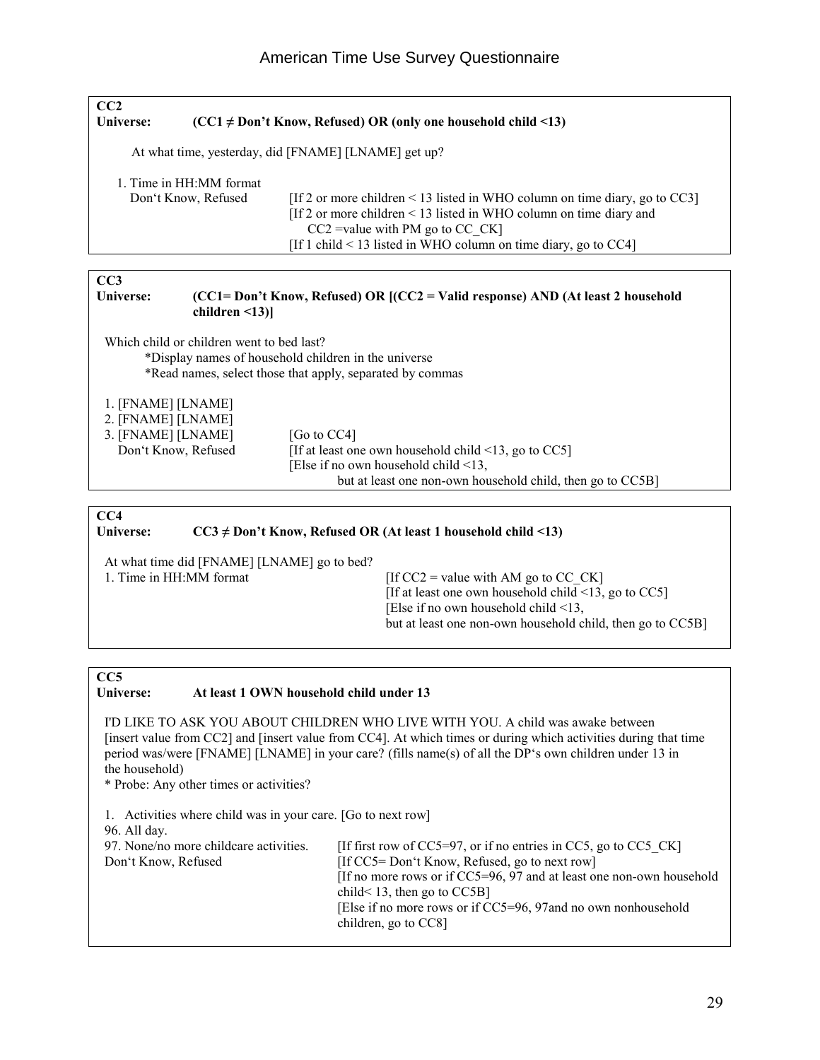**CC2**

**Universe: (CC1 ≠ Don't Know, Refused) OR (only one household child <13)**

At what time, yesterday, did [FNAME] [LNAME] get up?

1. Time in HH:MM format
Don't Know, Refused — [If 2 or more children < 13 listed in WHO column on time diary, go to CC3]
[If 2 or more children < 13 listed in WHO column on time diary and CC2 =value with PM go to CC_CK]
[If 1 child < 13 listed in WHO column on time diary, go to CC4]

**CC3**

**Universe: (CC1= Don't Know, Refused) OR [(CC2 = Valid response) AND (At least 2 household children <13)]**

Which child or children went to bed last?
*Display names of household children in the universe
*Read names, select those that apply, separated by commas

1. [FNAME] [LNAME]
2. [FNAME] [LNAME]
3. [FNAME] [LNAME] — [Go to CC4]

Don't Know, Refused — [If at least one own household child <13, go to CC5]
[Else if no own household child <13, but at least one non-own household child, then go to CC5B]

**CC4**

**Universe: CC3 ≠ Don't Know, Refused OR (At least 1 household child <13)**

At what time did [FNAME] [LNAME] go to bed?

1. Time in HH:MM format — [If CC2 = value with AM go to CC_CK]
[If at least one own household child <13, go to CC5]
[Else if no own household child <13, but at least one non-own household child, then go to CC5B]

**CC5**

**Universe: At least 1 OWN household child under 13**

I'D LIKE TO ASK YOU ABOUT CHILDREN WHO LIVE WITH YOU. A child was awake between [insert value from CC2] and [insert value from CC4]. At which times or during which activities during that time period was/were [FNAME] [LNAME] in your care? (fills name(s) of all the DP's own children under 13 in the household)
* Probe: Any other times or activities?

1. Activities where child was in your care. [Go to next row]

96. All day.

97. None/no more childcare activities. — [If first row of CC5=97, or if no entries in CC5, go to CC5_CK]

Don't Know, Refused — [If CC5= Don't Know, Refused, go to next row]
[If no more rows or if CC5=96, 97 and at least one non-own household child< 13, then go to CC5B]
[Else if no more rows or if CC5=96, 97and no own nonhousehold children, go to CC8]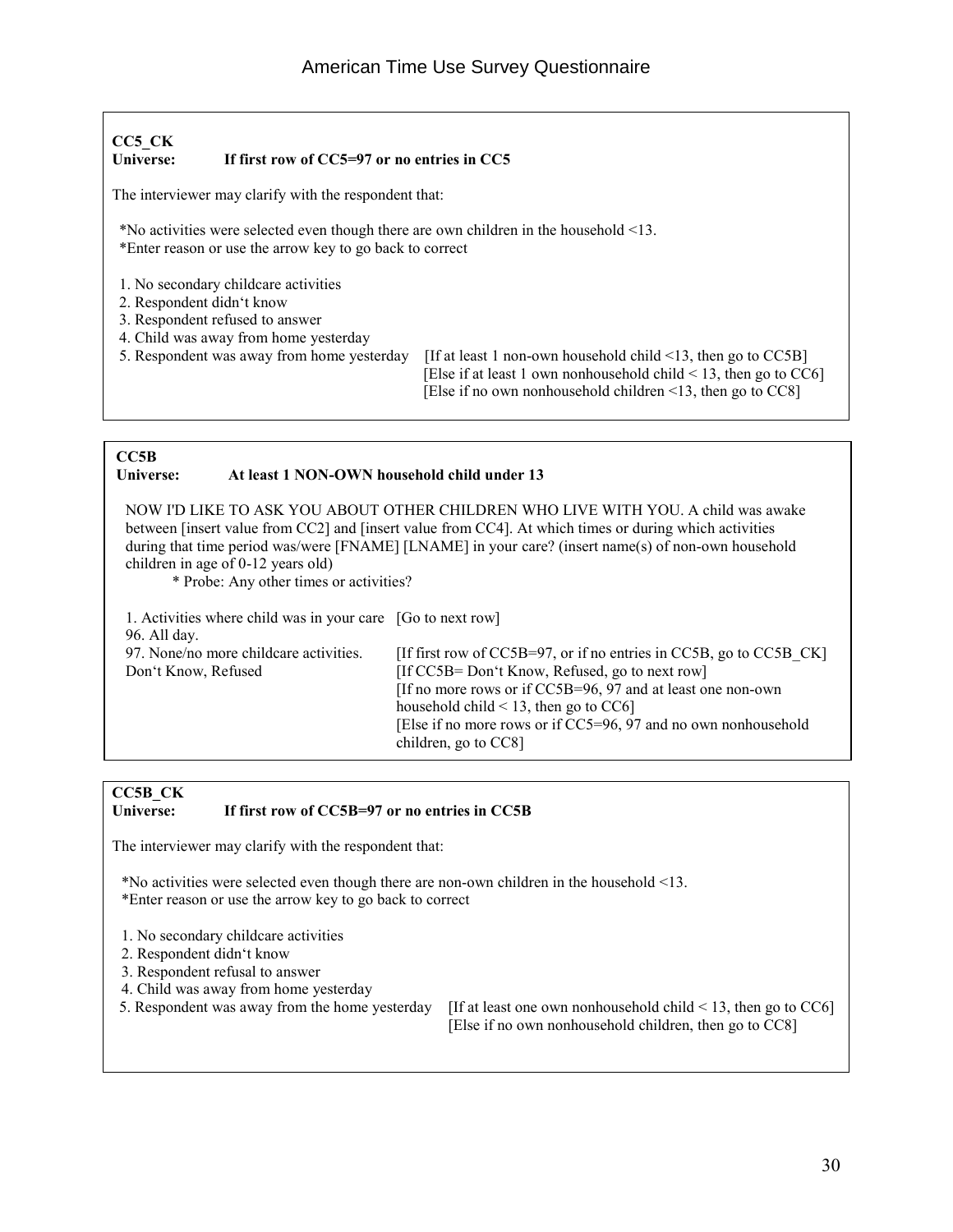**CC5_CK**
**Universe: If first row of CC5=97 or no entries in CC5**

The interviewer may clarify with the respondent that:

*No activities were selected even though there are own children in the household <13.
*Enter reason or use the arrow key to go back to correct

1. No secondary childcare activities
2. Respondent didn't know
3. Respondent refused to answer
4. Child was away from home yesterday
5. Respondent was away from home yesterday

[If at least 1 non-own household child <13, then go to CC5B]
[Else if at least 1 own nonhousehold child < 13, then go to CC6]
[Else if no own nonhousehold children <13, then go to CC8]

---

**CC5B**
**Universe: At least 1 NON-OWN household child under 13**

NOW I'D LIKE TO ASK YOU ABOUT OTHER CHILDREN WHO LIVE WITH YOU. A child was awake between [insert value from CC2] and [insert value from CC4]. At which times or during which activities during that time period was/were [FNAME] [LNAME] in your care? (insert name(s) of non-own household children in age of 0-12 years old)

* Probe: Any other times or activities?

| | |
|---|---|
| 1. Activities where child was in your care | [Go to next row] |
| 96. All day. | |
| 97. None/no more childcare activities. Don't Know, Refused | [If first row of CC5B=97, or if no entries in CC5B, go to CC5B_CK] [If CC5B= Don't Know, Refused, go to next row] [If no more rows or if CC5B=96, 97 and at least one non-own household child < 13, then go to CC6] [Else if no more rows or if CC5=96, 97 and no own nonhousehold children, go to CC8] |

---

**CC5B_CK**
**Universe: If first row of CC5B=97 or no entries in CC5B**

The interviewer may clarify with the respondent that:

*No activities were selected even though there are non-own children in the household <13.
*Enter reason or use the arrow key to go back to correct

1. No secondary childcare activities
2. Respondent didn't know
3. Respondent refusal to answer
4. Child was away from home yesterday
5. Respondent was away from the home yesterday

[If at least one own nonhousehold child < 13, then go to CC6]
[Else if no own nonhousehold children, then go to CC8]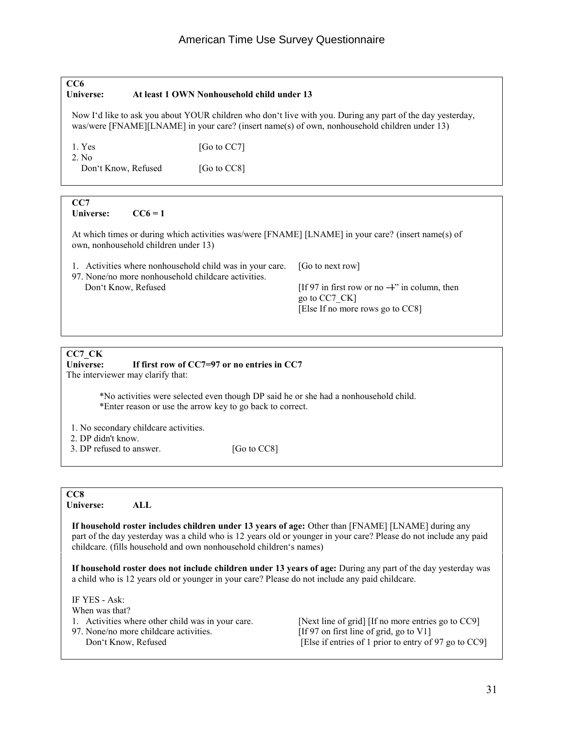### CC6

**Universe: At least 1 OWN Nonhousehold child under 13**

Now I'd like to ask you about YOUR children who don't live with you. During any part of the day yesterday, was/were [FNAME][LNAME] in your care? (insert name(s) of own, nonhousehold children under 13)

| | |
|---|---|
| 1. Yes | [Go to CC7] |
| 2. No | |
| Don't Know, Refused | [Go to CC8] |

### CC7

**Universe: CC6 = 1**

At which times or during which activities was/were [FNAME] [LNAME] in your care? (insert name(s) of own, nonhousehold children under 13)

| | |
|---|---|
| 1. Activities where nonhousehold child was in your care. | [Go to next row] |
| 97. None/no more nonhousehold childcare activities. | |
| Don't Know, Refused | [If 97 in first row or no "1" in column, then go to CC7_CK] [Else If no more rows go to CC8] |

### CC7_CK

**Universe: If first row of CC7=97 or no entries in CC7**

The interviewer may clarify that:

*No activities were selected even though DP said he or she had a nonhousehold child.
*Enter reason or use the arrow key to go back to correct.

| | |
|---|---|
| 1. No secondary childcare activities. | |
| 2. DP didn't know. | |
| 3. DP refused to answer. | [Go to CC8] |

### CC8

**Universe: ALL**

**If household roster includes children under 13 years of age:** Other than [FNAME] [LNAME] during any part of the day yesterday was a child who is 12 years old or younger in your care? Please do not include any paid childcare. (fills household and own nonhousehold children's names)

**If household roster does not include children under 13 years of age:** During any part of the day yesterday was a child who is 12 years old or younger in your care? Please do not include any paid childcare.

IF YES - Ask:
When was that?

| | |
|---|---|
| 1. Activities where other child was in your care. | [Next line of grid] [If no more entries go to CC9] |
| 97. None/no more childcare activities. | [If 97 on first line of grid, go to V1] |
| Don't Know, Refused | [Else if entries of 1 prior to entry of 97 go to CC9] |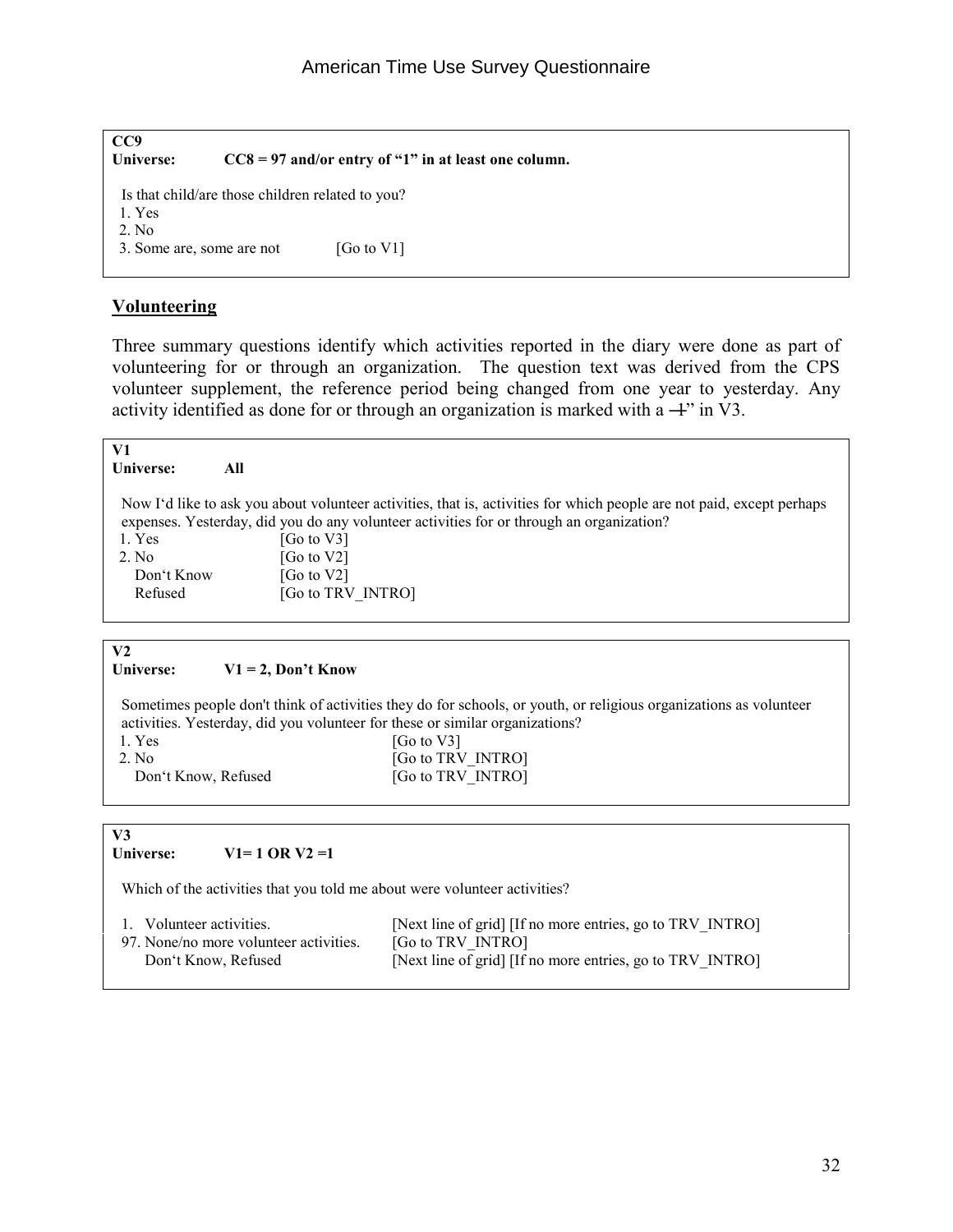**CC9**
**Universe: CC8 = 97 and/or entry of "1" in at least one column.**

Is that child/are those children related to you?

1. Yes
2. No
3. Some are, some are not [Go to V1]

## Volunteering

Three summary questions identify which activities reported in the diary were done as part of volunteering for or through an organization. The question text was derived from the CPS volunteer supplement, the reference period being changed from one year to yesterday. Any activity identified as done for or through an organization is marked with a ―1" in V3.

**V1**
**Universe: All**

Now I'd like to ask you about volunteer activities, that is, activities for which people are not paid, except perhaps expenses. Yesterday, did you do any volunteer activities for or through an organization?

1. Yes [Go to V3]
2. No [Go to V2]

Don't Know [Go to V2]
Refused [Go to TRV_INTRO]

**V2**
**Universe: V1 = 2, Don't Know**

Sometimes people don't think of activities they do for schools, or youth, or religious organizations as volunteer activities. Yesterday, did you volunteer for these or similar organizations?

1. Yes [Go to V3]
2. No [Go to TRV_INTRO]

Don't Know, Refused [Go to TRV_INTRO]

**V3**
**Universe: V1= 1 OR V2 =1**

Which of the activities that you told me about were volunteer activities?

1. Volunteer activities. [Next line of grid] [If no more entries, go to TRV_INTRO]

97. None/no more volunteer activities. [Go to TRV_INTRO]

Don't Know, Refused [Next line of grid] [If no more entries, go to TRV_INTRO]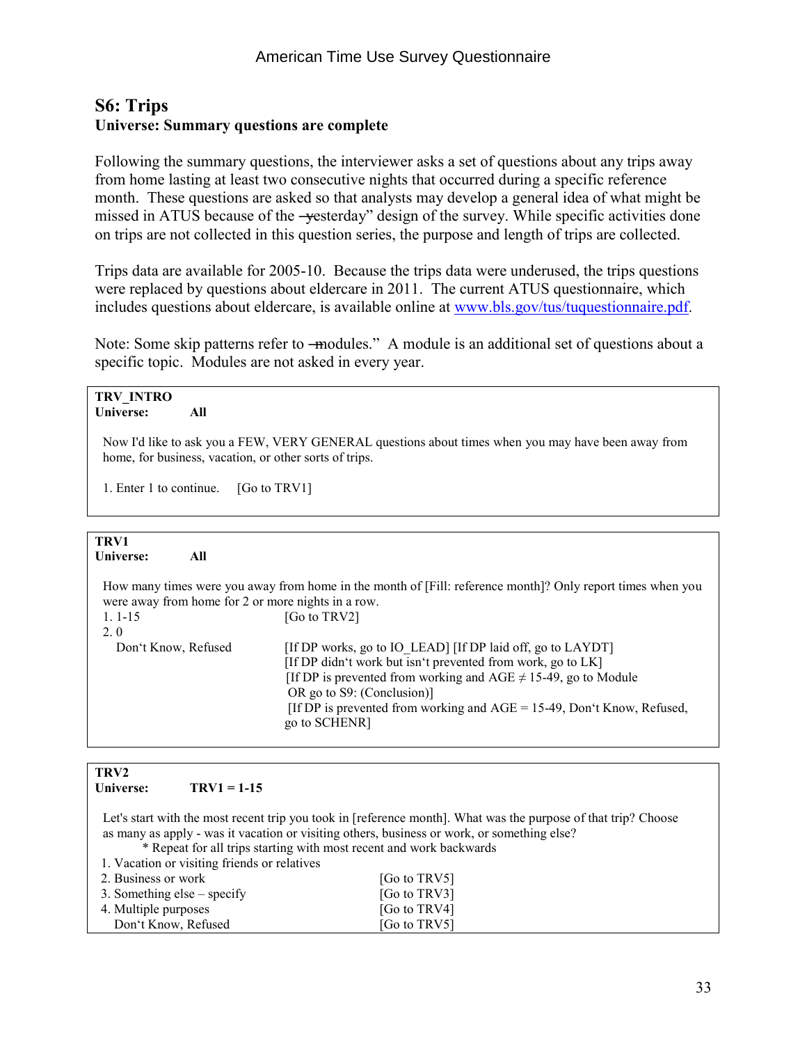## S6: Trips

**Universe: Summary questions are complete**

Following the summary questions, the interviewer asks a set of questions about any trips away from home lasting at least two consecutive nights that occurred during a specific reference month. These questions are asked so that analysts may develop a general idea of what might be missed in ATUS because of the ―yesterday" design of the survey. While specific activities done on trips are not collected in this question series, the purpose and length of trips are collected.

Trips data are available for 2005-10. Because the trips data were underused, the trips questions were replaced by questions about eldercare in 2011. The current ATUS questionnaire, which includes questions about eldercare, is available online at www.bls.gov/tus/tuquestionnaire.pdf.

Note: Some skip patterns refer to ―modules." A module is an additional set of questions about a specific topic. Modules are not asked in every year.

**TRV_INTRO**
**Universe: All**

Now I'd like to ask you a FEW, VERY GENERAL questions about times when you may have been away from home, for business, vacation, or other sorts of trips.

1. Enter 1 to continue. [Go to TRV1]

**TRV1**
**Universe: All**

How many times were you away from home in the month of [Fill: reference month]? Only report times when you were away from home for 2 or more nights in a row.

| | |
|---|---|
| 1. 1-15 | [Go to TRV2] |
| 2. 0 | |
| Don't Know, Refused | [If DP works, go to IO_LEAD] [If DP laid off, go to LAYDT] [If DP didn't work but isn't prevented from work, go to LK] [If DP is prevented from working and AGE ≠ 15-49, go to Module OR go to S9: (Conclusion)] [If DP is prevented from working and AGE = 15-49, Don't Know, Refused, go to SCHENR] |

**TRV2**
**Universe: TRV1 = 1-15**

Let's start with the most recent trip you took in [reference month]. What was the purpose of that trip? Choose as many as apply - was it vacation or visiting others, business or work, or something else?

* Repeat for all trips starting with most recent and work backwards

| | |
|---|---|
| 1. Vacation or visiting friends or relatives | |
| 2. Business or work | [Go to TRV5] |
| 3. Something else – specify | [Go to TRV3] |
| 4. Multiple purposes | [Go to TRV4] |
| Don't Know, Refused | [Go to TRV5] |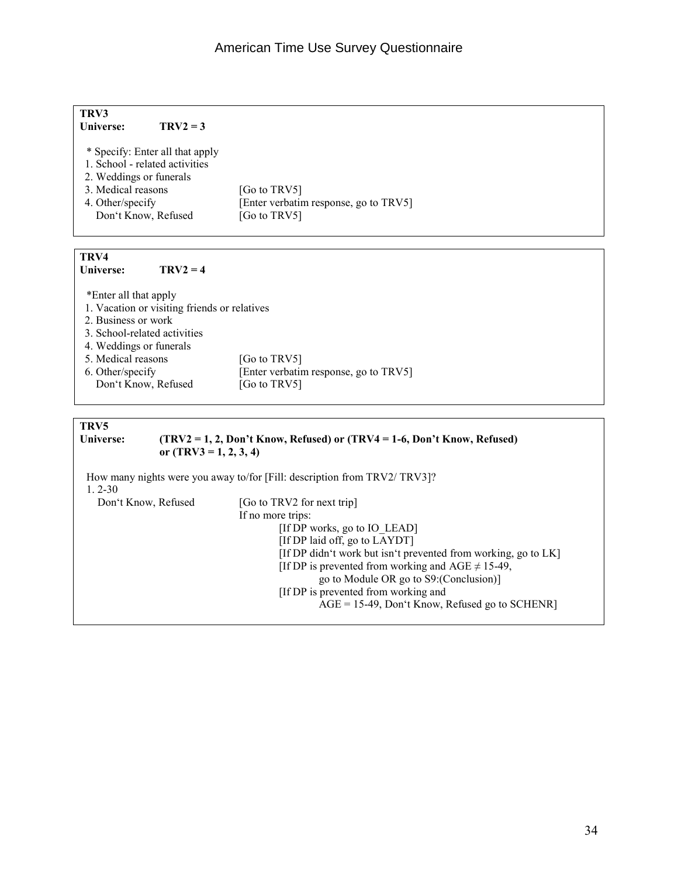**TRV3**
**Universe: TRV2 = 3**

\* Specify: Enter all that apply

1. School - related activities
2. Weddings or funerals
3. Medical reasons [Go to TRV5]
4. Other/specify [Enter verbatim response, go to TRV5]

Don‘t Know, Refused [Go to TRV5]

**TRV4**
**Universe: TRV2 = 4**

\*Enter all that apply

1. Vacation or visiting friends or relatives
2. Business or work
3. School-related activities
4. Weddings or funerals
5. Medical reasons [Go to TRV5]
6. Other/specify [Enter verbatim response, go to TRV5]

Don‘t Know, Refused [Go to TRV5]

**TRV5**
**Universe: (TRV2 = 1, 2, Don't Know, Refused) or (TRV4 = 1-6, Don't Know, Refused) or (TRV3 = 1, 2, 3, 4)**

How many nights were you away to/for [Fill: description from TRV2/ TRV3]?

1. 2-30

Don‘t Know, Refused [Go to TRV2 for next trip]

If no more trips:

- [If DP works, go to IO_LEAD]
- [If DP laid off, go to LAYDT]
- [If DP didn‘t work but isn‘t prevented from working, go to LK]
- [If DP is prevented from working and AGE ≠ 15-49, go to Module OR go to S9:(Conclusion)]
- [If DP is prevented from working and AGE = 15-49, Don‘t Know, Refused go to SCHENR]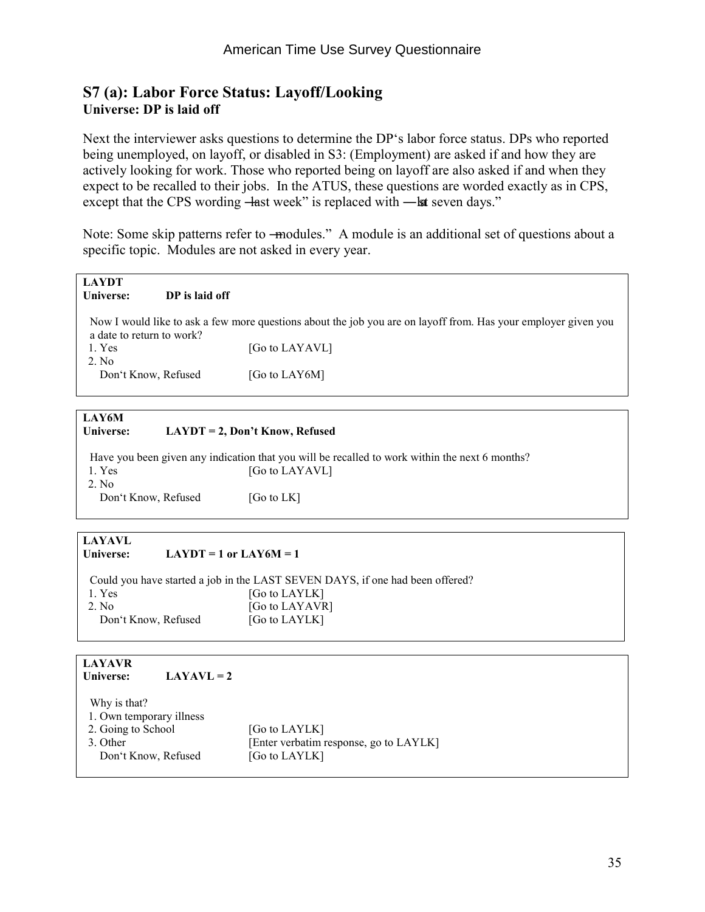## S7 (a): Labor Force Status: Layoff/Looking

**Universe: DP is laid off**

Next the interviewer asks questions to determine the DP's labor force status. DPs who reported being unemployed, on layoff, or disabled in S3: (Employment) are asked if and how they are actively looking for work. Those who reported being on layoff are also asked if and when they expect to be recalled to their jobs. In the ATUS, these questions are worded exactly as in CPS, except that the CPS wording "last week" is replaced with "last seven days."

Note: Some skip patterns refer to "modules." A module is an additional set of questions about a specific topic. Modules are not asked in every year.

---

**LAYDT**
**Universe: DP is laid off**

Now I would like to ask a few more questions about the job you are on layoff from. Has your employer given you a date to return to work?

| | |
|---|---|
| 1. Yes | [Go to LAYAVL] |
| 2. No | |
| Don't Know, Refused | [Go to LAY6M] |

---

**LAY6M**
**Universe: LAYDT = 2, Don't Know, Refused**

Have you been given any indication that you will be recalled to work within the next 6 months?

| | |
|---|---|
| 1. Yes | [Go to LAYAVL] |
| 2. No | |
| Don't Know, Refused | [Go to LK] |

---

**LAYAVL**
**Universe: LAYDT = 1 or LAY6M = 1**

Could you have started a job in the LAST SEVEN DAYS, if one had been offered?

| | |
|---|---|
| 1. Yes | [Go to LAYLK] |
| 2. No | [Go to LAYAVR] |
| Don't Know, Refused | [Go to LAYLK] |

---

**LAYAVR**
**Universe: LAYAVL = 2**

Why is that?

| | |
|---|---|
| 1. Own temporary illness | |
| 2. Going to School | [Go to LAYLK] |
| 3. Other | [Enter verbatim response, go to LAYLK] |
| Don't Know, Refused | [Go to LAYLK] |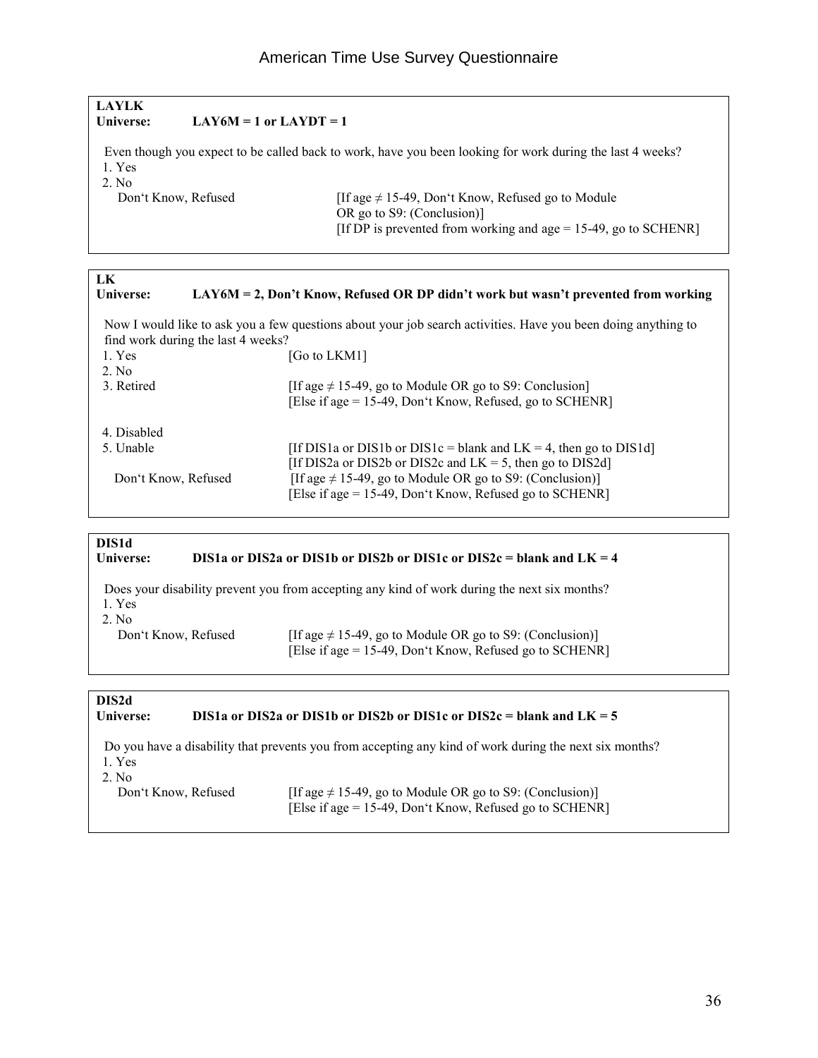**LAYLK**
**Universe: LAY6M = 1 or LAYDT = 1**

Even though you expect to be called back to work, have you been looking for work during the last 4 weeks?

1. Yes
2. No

Don't Know, Refused — [If age ≠ 15-49, Don't Know, Refused go to Module OR go to S9: (Conclusion)]
[If DP is prevented from working and age = 15-49, go to SCHENR]

**LK**
**Universe: LAY6M = 2, Don't Know, Refused OR DP didn't work but wasn't prevented from working**

Now I would like to ask you a few questions about your job search activities. Have you been doing anything to find work during the last 4 weeks?

1. Yes — [Go to LKM1]
2. No
3. Retired — [If age ≠ 15-49, go to Module OR go to S9: Conclusion]
   [Else if age = 15-49, Don't Know, Refused, go to SCHENR]
4. Disabled
5. Unable — [If DIS1a or DIS1b or DIS1c = blank and LK = 4, then go to DIS1d]
   [If DIS2a or DIS2b or DIS2c and LK = 5, then go to DIS2d]

Don't Know, Refused — [If age ≠ 15-49, go to Module OR go to S9: (Conclusion)]
[Else if age = 15-49, Don't Know, Refused go to SCHENR]

**DIS1d**
**Universe: DIS1a or DIS2a or DIS1b or DIS2b or DIS1c or DIS2c = blank and LK = 4**

Does your disability prevent you from accepting any kind of work during the next six months?

1. Yes
2. No

Don't Know, Refused — [If age ≠ 15-49, go to Module OR go to S9: (Conclusion)]
[Else if age = 15-49, Don't Know, Refused go to SCHENR]

**DIS2d**
**Universe: DIS1a or DIS2a or DIS1b or DIS2b or DIS1c or DIS2c = blank and LK = 5**

Do you have a disability that prevents you from accepting any kind of work during the next six months?

1. Yes
2. No

Don't Know, Refused — [If age ≠ 15-49, go to Module OR go to S9: (Conclusion)]
[Else if age = 15-49, Don't Know, Refused go to SCHENR]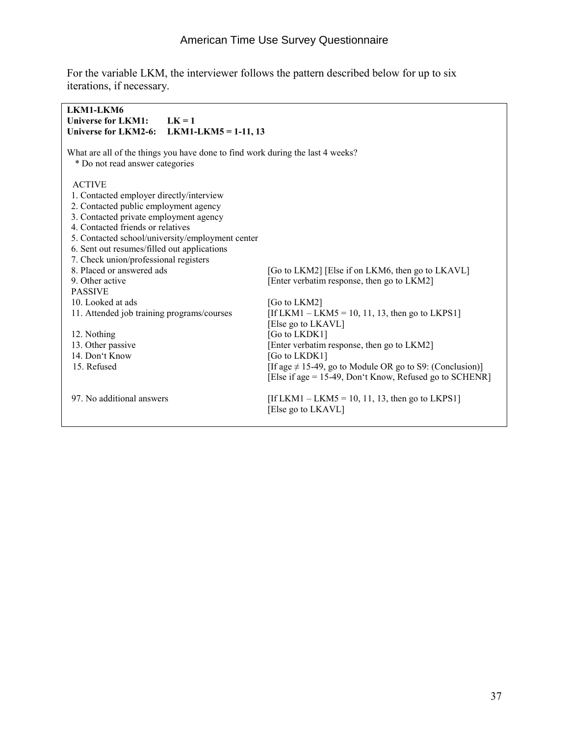For the variable LKM, the interviewer follows the pattern described below for up to six iterations, if necessary.

**LKM1-LKM6**
**Universe for LKM1: LK = 1**
**Universe for LKM2-6: LKM1-LKM5 = 1-11, 13**

What are all of the things you have done to find work during the last 4 weeks?
* Do not read answer categories

| Response | Instruction |
|---|---|
| ACTIVE | |
| 1. Contacted employer directly/interview | |
| 2. Contacted public employment agency | |
| 3. Contacted private employment agency | |
| 4. Contacted friends or relatives | |
| 5. Contacted school/university/employment center | |
| 6. Sent out resumes/filled out applications | |
| 7. Check union/professional registers | |
| 8. Placed or answered ads | [Go to LKM2] [Else if on LKM6, then go to LKAVL] |
| 9. Other active | [Enter verbatim response, then go to LKM2] |
| PASSIVE | |
| 10. Looked at ads | [Go to LKM2] |
| 11. Attended job training programs/courses | [If LKM1 – LKM5 = 10, 11, 13, then go to LKPS1] [Else go to LKAVL] |
| 12. Nothing | [Go to LKDK1] |
| 13. Other passive | [Enter verbatim response, then go to LKM2] |
| 14. Don‘t Know | [Go to LKDK1] |
| 15. Refused | [If age ≠ 15-49, go to Module OR go to S9: (Conclusion)] [Else if age = 15-49, Don‘t Know, Refused go to SCHENR] |
| 97. No additional answers | [If LKM1 – LKM5 = 10, 11, 13, then go to LKPS1] [Else go to LKAVL] |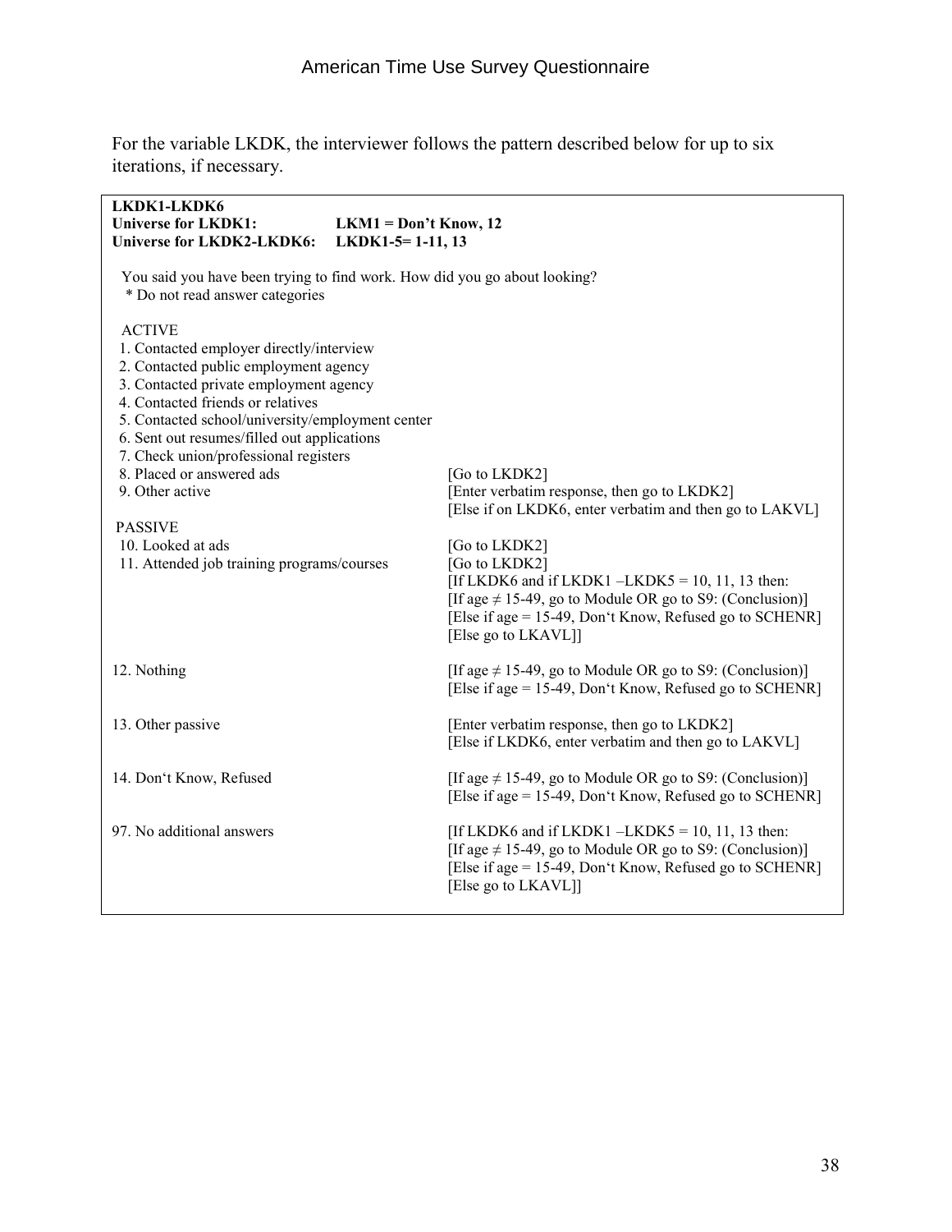For the variable LKDK, the interviewer follows the pattern described below for up to six iterations, if necessary.

**LKDK1-LKDK6**
**Universe for LKDK1:** **LKM1 = Don't Know, 12**
**Universe for LKDK2-LKDK6:** **LKDK1-5= 1-11, 13**

You said you have been trying to find work. How did you go about looking?
* Do not read answer categories

| | |
|---|---|
| ACTIVE | |
| 1. Contacted employer directly/interview | |
| 2. Contacted public employment agency | |
| 3. Contacted private employment agency | |
| 4. Contacted friends or relatives | |
| 5. Contacted school/university/employment center | |
| 6. Sent out resumes/filled out applications | |
| 7. Check union/professional registers | |
| 8. Placed or answered ads | [Go to LKDK2] |
| 9. Other active | [Enter verbatim response, then go to LKDK2]<br>[Else if on LKDK6, enter verbatim and then go to LAKVL] |
| PASSIVE | |
| 10. Looked at ads | [Go to LKDK2] |
| 11. Attended job training programs/courses | [Go to LKDK2]<br>[If LKDK6 and if LKDK1 –LKDK5 = 10, 11, 13 then:<br>[If age ≠ 15-49, go to Module OR go to S9: (Conclusion)]<br>[Else if age = 15-49, Don't Know, Refused go to SCHENR]<br>[Else go to LKAVL]] |
| 12. Nothing | [If age ≠ 15-49, go to Module OR go to S9: (Conclusion)]<br>[Else if age = 15-49, Don't Know, Refused go to SCHENR] |
| 13. Other passive | [Enter verbatim response, then go to LKDK2]<br>[Else if LKDK6, enter verbatim and then go to LAKVL] |
| 14. Don't Know, Refused | [If age ≠ 15-49, go to Module OR go to S9: (Conclusion)]<br>[Else if age = 15-49, Don't Know, Refused go to SCHENR] |
| 97. No additional answers | [If LKDK6 and if LKDK1 –LKDK5 = 10, 11, 13 then:<br>[If age ≠ 15-49, go to Module OR go to S9: (Conclusion)]<br>[Else if age = 15-49, Don't Know, Refused go to SCHENR]<br>[Else go to LKAVL]] |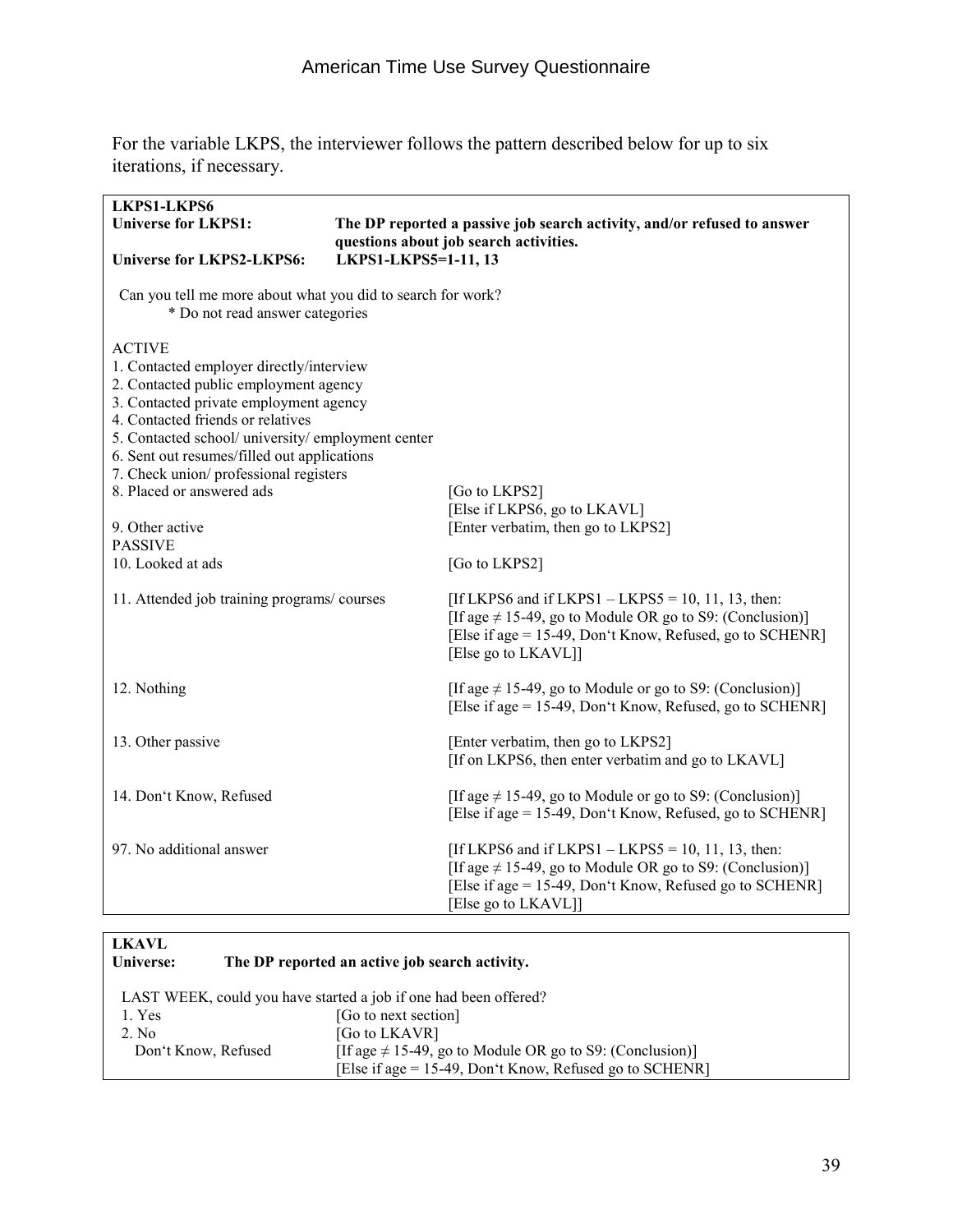For the variable LKPS, the interviewer follows the pattern described below for up to six iterations, if necessary.

**LKPS1-LKPS6**

**Universe for LKPS1:** **The DP reported a passive job search activity, and/or refused to answer questions about job search activities.**

**Universe for LKPS2-LKPS6:** **LKPS1-LKPS5=1-11, 13**

Can you tell me more about what you did to search for work?

* Do not read answer categories

| Response | Instruction |
|---|---|
| ACTIVE | |
| 1. Contacted employer directly/interview | |
| 2. Contacted public employment agency | |
| 3. Contacted private employment agency | |
| 4. Contacted friends or relatives | |
| 5. Contacted school/ university/ employment center | |
| 6. Sent out resumes/filled out applications | |
| 7. Check union/ professional registers | |
| 8. Placed or answered ads | [Go to LKPS2] [Else if LKPS6, go to LKAVL] |
| 9. Other active | [Enter verbatim, then go to LKPS2] |
| PASSIVE | |
| 10. Looked at ads | [Go to LKPS2] |
| 11. Attended job training programs/ courses | [If LKPS6 and if LKPS1 – LKPS5 = 10, 11, 13, then: [If age ≠ 15-49, go to Module OR go to S9: (Conclusion)] [Else if age = 15-49, Don't Know, Refused, go to SCHENR] [Else go to LKAVL]] |
| 12. Nothing | [If age ≠ 15-49, go to Module or go to S9: (Conclusion)] [Else if age = 15-49, Don't Know, Refused, go to SCHENR] |
| 13. Other passive | [Enter verbatim, then go to LKPS2] [If on LKPS6, then enter verbatim and go to LKAVL] |
| 14. Don't Know, Refused | [If age ≠ 15-49, go to Module or go to S9: (Conclusion)] [Else if age = 15-49, Don't Know, Refused, go to SCHENR] |
| 97. No additional answer | [If LKPS6 and if LKPS1 – LKPS5 = 10, 11, 13, then: [If age ≠ 15-49, go to Module OR go to S9: (Conclusion)] [Else if age = 15-49, Don't Know, Refused go to SCHENR] [Else go to LKAVL]] |

**LKAVL**

**Universe:** **The DP reported an active job search activity.**

LAST WEEK, could you have started a job if one had been offered?

| Response | Instruction |
|---|---|
| 1. Yes | [Go to next section] |
| 2. No | [Go to LKAVR] |
| Don't Know, Refused | [If age ≠ 15-49, go to Module OR go to S9: (Conclusion)] [Else if age = 15-49, Don't Know, Refused go to SCHENR] |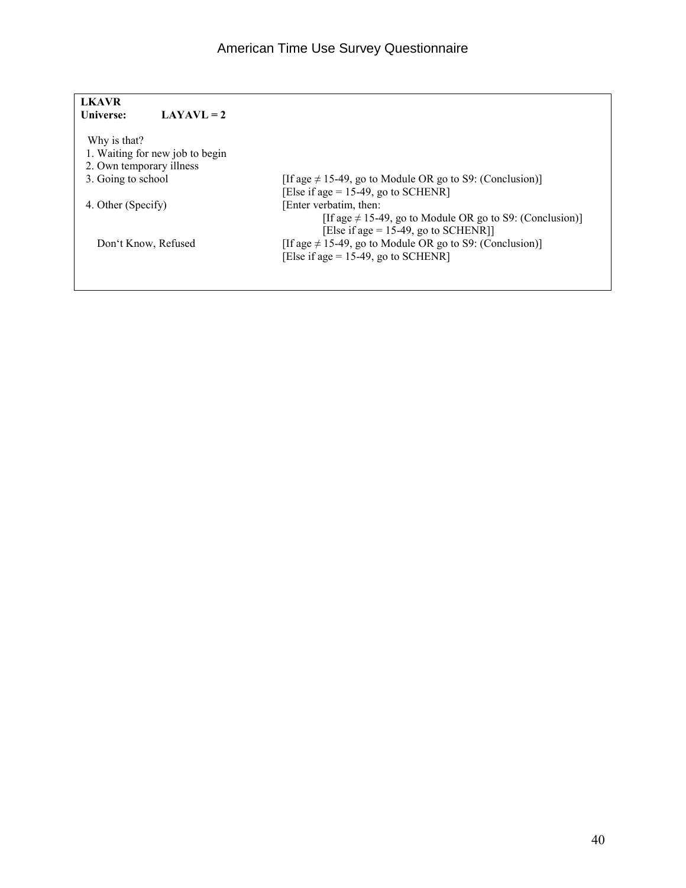**LKAVR**
**Universe: LAYAVL = 2**

Why is that?

1. Waiting for new job to begin
2. Own temporary illness
3. Going to school [If age ≠ 15-49, go to Module OR go to S9: (Conclusion)]
   [Else if age = 15-49, go to SCHENR]
4. Other (Specify) [Enter verbatim, then:
   [If age ≠ 15-49, go to Module OR go to S9: (Conclusion)]
   [Else if age = 15-49, go to SCHENR]]

Don't Know, Refused [If age ≠ 15-49, go to Module OR go to S9: (Conclusion)]
[Else if age = 15-49, go to SCHENR]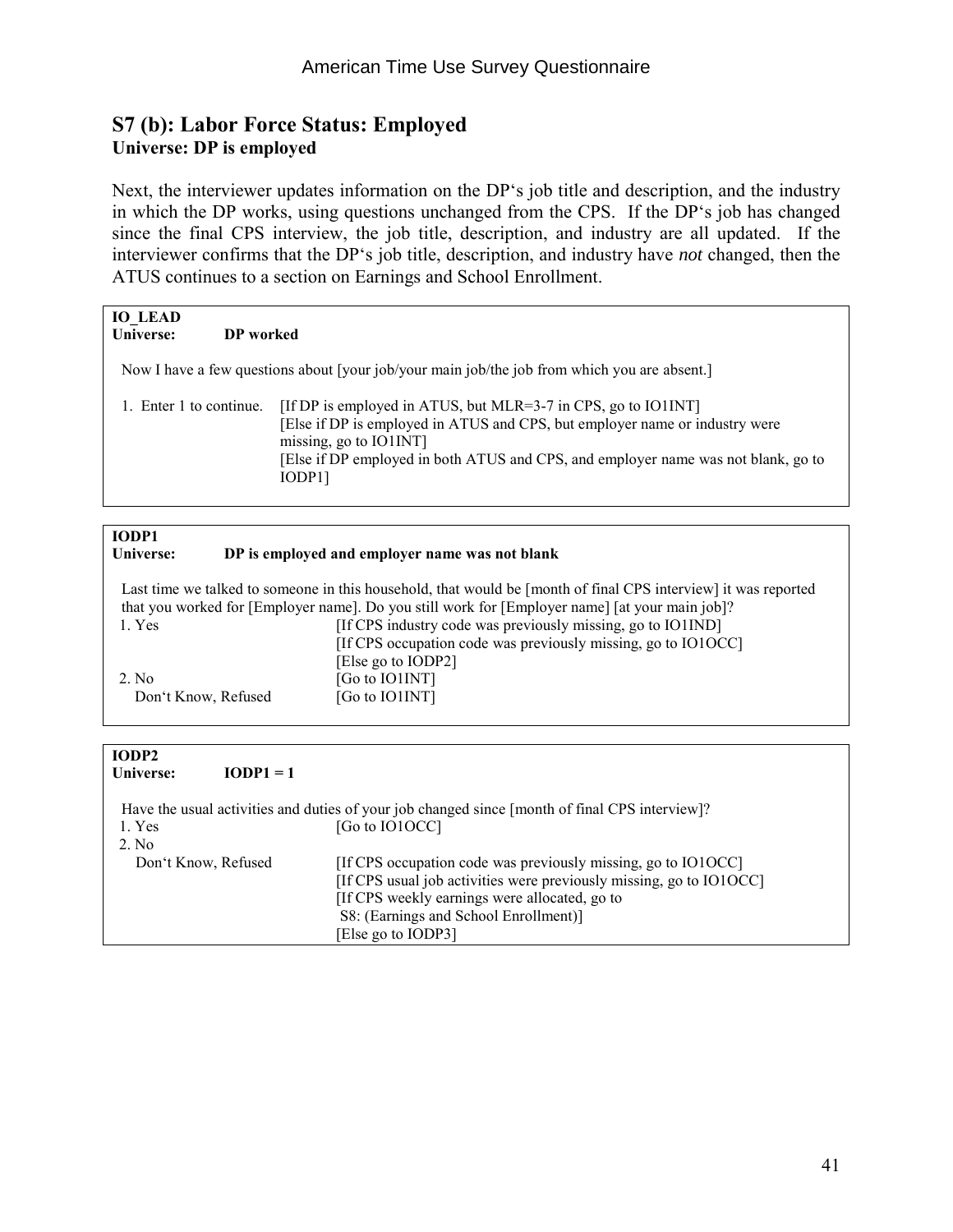## S7 (b): Labor Force Status: Employed

**Universe: DP is employed**

Next, the interviewer updates information on the DP's job title and description, and the industry in which the DP works, using questions unchanged from the CPS. If the DP's job has changed since the final CPS interview, the job title, description, and industry are all updated. If the interviewer confirms that the DP's job title, description, and industry have *not* changed, then the ATUS continues to a section on Earnings and School Enrollment.

**IO_LEAD**
**Universe: DP worked**

Now I have a few questions about [your job/your main job/the job from which you are absent.]

| | |
|---|---|
| 1. Enter 1 to continue. | [If DP is employed in ATUS, but MLR=3-7 in CPS, go to IO1INT]<br>[Else if DP is employed in ATUS and CPS, but employer name or industry were missing, go to IO1INT]<br>[Else if DP employed in both ATUS and CPS, and employer name was not blank, go to IODP1] |

**IODP1**
**Universe: DP is employed and employer name was not blank**

Last time we talked to someone in this household, that would be [month of final CPS interview] it was reported that you worked for [Employer name]. Do you still work for [Employer name] [at your main job]?

| | |
|---|---|
| 1. Yes | [If CPS industry code was previously missing, go to IO1IND]<br>[If CPS occupation code was previously missing, go to IO1OCC]<br>[Else go to IODP2] |
| 2. No | [Go to IO1INT] |
| Don't Know, Refused | [Go to IO1INT] |

**IODP2**
**Universe: IODP1 = 1**

Have the usual activities and duties of your job changed since [month of final CPS interview]?

| | |
|---|---|
| 1. Yes | [Go to IO1OCC] |
| 2. No<br>Don't Know, Refused | [If CPS occupation code was previously missing, go to IO1OCC]<br>[If CPS usual job activities were previously missing, go to IO1OCC]<br>[If CPS weekly earnings were allocated, go to S8: (Earnings and School Enrollment)]<br>[Else go to IODP3] |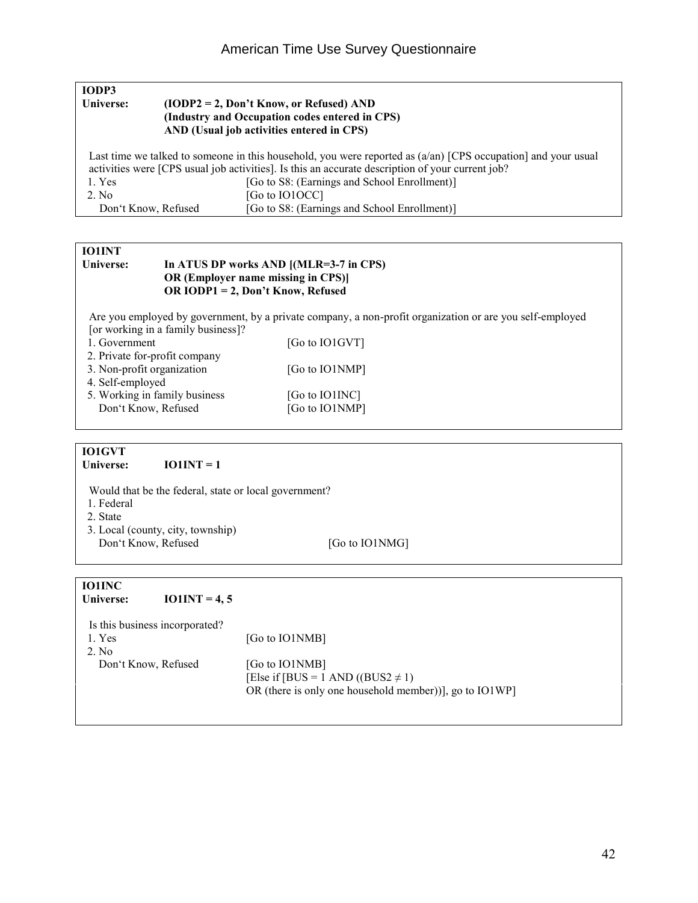**IODP3**

**Universe:** **(IODP2 = 2, Don't Know, or Refused) AND (Industry and Occupation codes entered in CPS) AND (Usual job activities entered in CPS)**

Last time we talked to someone in this household, you were reported as (a/an) [CPS occupation] and your usual activities were [CPS usual job activities]. Is this an accurate description of your current job?

| | |
|---|---|
| 1. Yes | [Go to S8: (Earnings and School Enrollment)] |
| 2. No | [Go to IO1OCC] |
| Don't Know, Refused | [Go to S8: (Earnings and School Enrollment)] |

**IO1INT**

**Universe:** **In ATUS DP works AND [(MLR=3-7 in CPS) OR (Employer name missing in CPS)] OR IODP1 = 2, Don't Know, Refused**

Are you employed by government, by a private company, a non-profit organization or are you self-employed [or working in a family business]?

| | |
|---|---|
| 1. Government | [Go to IO1GVT] |
| 2. Private for-profit company | |
| 3. Non-profit organization | [Go to IO1NMP] |
| 4. Self-employed | |
| 5. Working in family business | [Go to IO1INC] |
| Don't Know, Refused | [Go to IO1NMP] |

**IO1GVT**

**Universe:** **IO1INT = 1**

Would that be the federal, state or local government?

| | |
|---|---|
| 1. Federal | |
| 2. State | |
| 3. Local (county, city, township) | |
| Don't Know, Refused | [Go to IO1NMG] |

**IO1INC**

**Universe:** **IO1INT = 4, 5**

Is this business incorporated?

| | |
|---|---|
| 1. Yes | [Go to IO1NMB] |
| 2. No | |
| Don't Know, Refused | [Go to IO1NMB] [Else if [BUS = 1 AND ((BUS2 ≠ 1) OR (there is only one household member))], go to IO1WP] |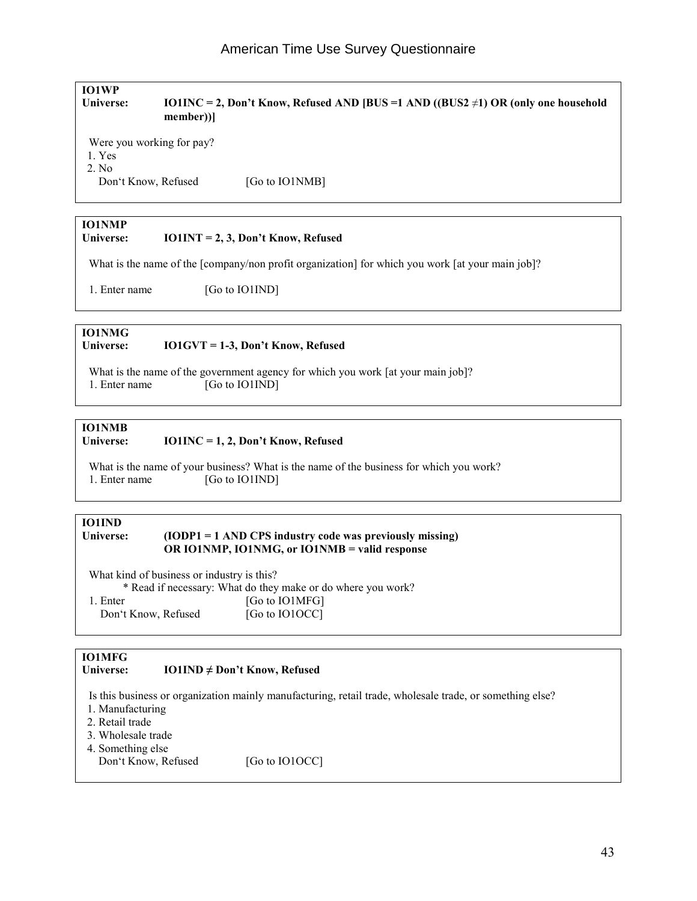**IO1WP**
**Universe: IO1INC = 2, Don't Know, Refused AND [BUS =1 AND ((BUS2 ≠1) OR (only one household member))]**

Were you working for pay?
1. Yes
2. No
Don't Know, Refused [Go to IO1NMB]

**IO1NMP**
**Universe: IO1INT = 2, 3, Don't Know, Refused**

What is the name of the [company/non profit organization] for which you work [at your main job]?

1. Enter name [Go to IO1IND]

**IO1NMG**
**Universe: IO1GVT = 1-3, Don't Know, Refused**

What is the name of the government agency for which you work [at your main job]?
1. Enter name [Go to IO1IND]

**IO1NMB**
**Universe: IO1INC = 1, 2, Don't Know, Refused**

What is the name of your business? What is the name of the business for which you work?
1. Enter name [Go to IO1IND]

**IO1IND**
**Universe: (IODP1 = 1 AND CPS industry code was previously missing) OR IO1NMP, IO1NMG, or IO1NMB = valid response**

What kind of business or industry is this?
* Read if necessary: What do they make or do where you work?
1. Enter [Go to IO1MFG]
Don't Know, Refused [Go to IO1OCC]

**IO1MFG**
**Universe: IO1IND ≠ Don't Know, Refused**

Is this business or organization mainly manufacturing, retail trade, wholesale trade, or something else?
1. Manufacturing
2. Retail trade
3. Wholesale trade
4. Something else
Don't Know, Refused [Go to IO1OCC]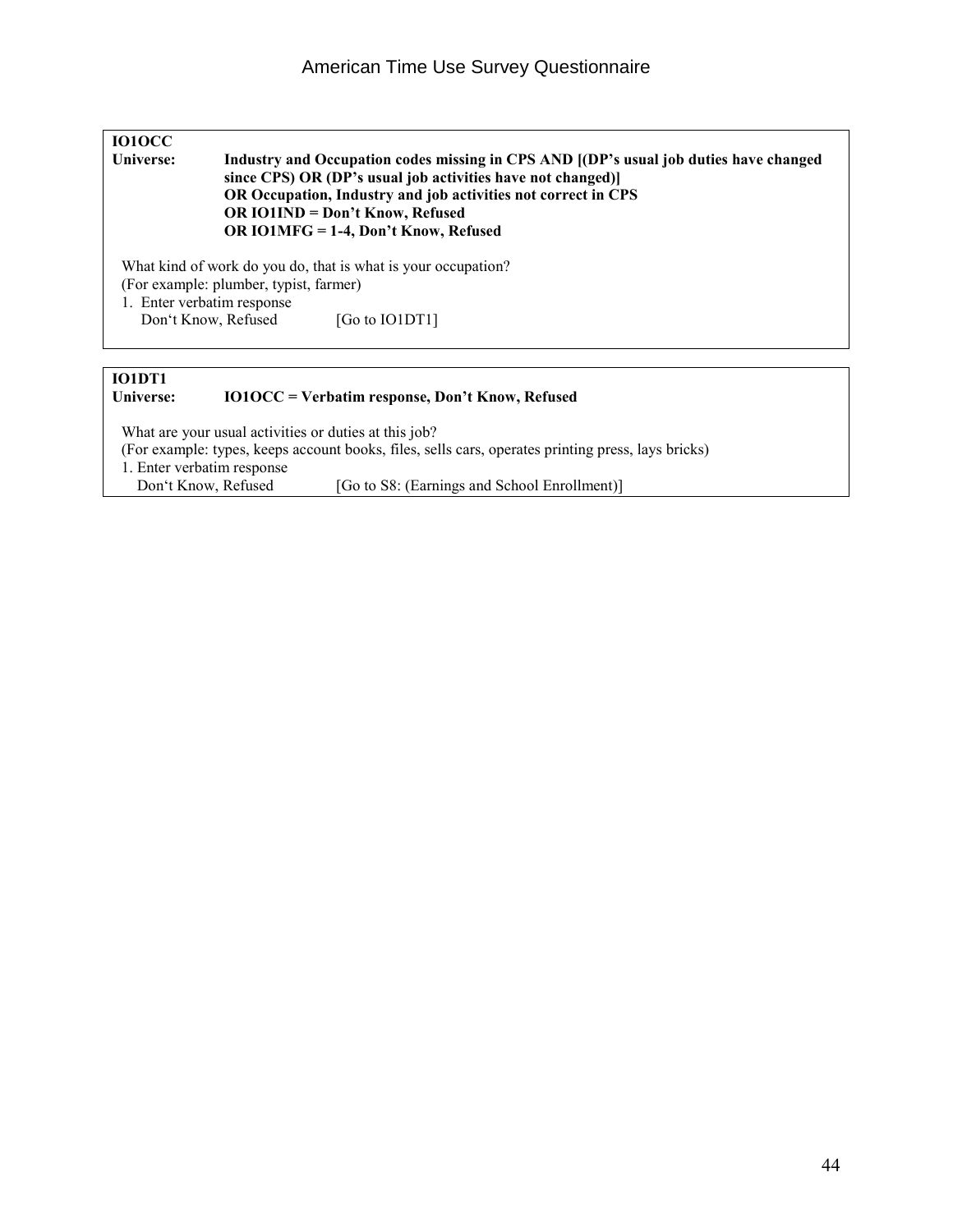**IO1OCC**

**Universe:** **Industry and Occupation codes missing in CPS AND [(DP's usual job duties have changed since CPS) OR (DP's usual job activities have not changed)]
OR Occupation, Industry and job activities not correct in CPS
OR IO1IND = Don't Know, Refused
OR IO1MFG = 1-4, Don't Know, Refused**

What kind of work do you do, that is what is your occupation?
(For example: plumber, typist, farmer)

1. Enter verbatim response
   Don't Know, Refused [Go to IO1DT1]

---

**IO1DT1**

**Universe:** **IO1OCC = Verbatim response, Don't Know, Refused**

What are your usual activities or duties at this job?
(For example: types, keeps account books, files, sells cars, operates printing press, lays bricks)

1. Enter verbatim response
   Don't Know, Refused [Go to S8: (Earnings and School Enrollment)]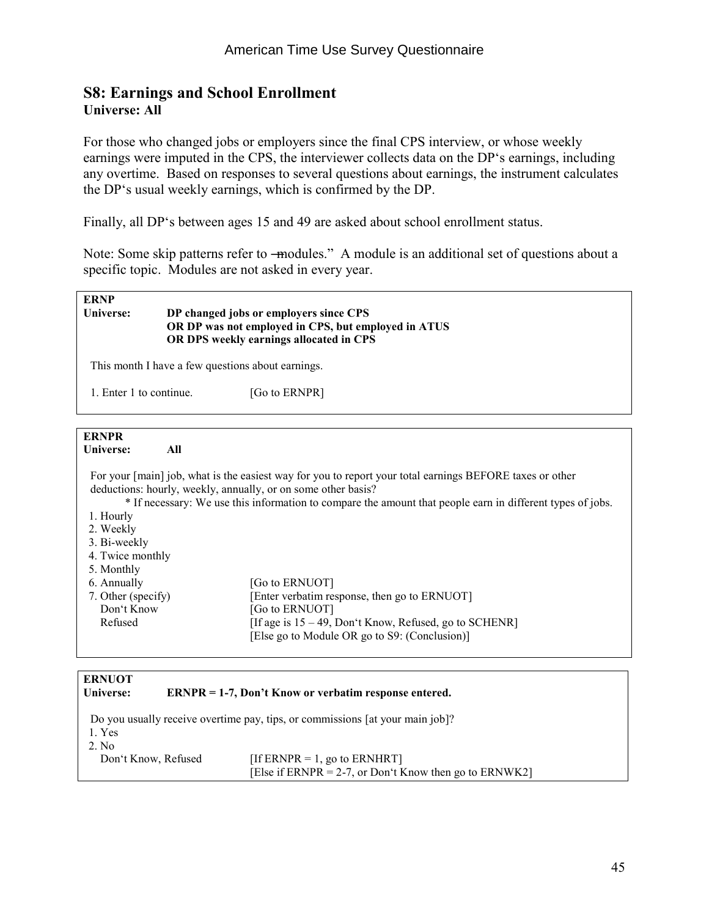## S8: Earnings and School Enrollment

**Universe: All**

For those who changed jobs or employers since the final CPS interview, or whose weekly earnings were imputed in the CPS, the interviewer collects data on the DP's earnings, including any overtime. Based on responses to several questions about earnings, the instrument calculates the DP's usual weekly earnings, which is confirmed by the DP.

Finally, all DP's between ages 15 and 49 are asked about school enrollment status.

Note: Some skip patterns refer to ―modules." A module is an additional set of questions about a specific topic. Modules are not asked in every year.

---

**ERNP**

**Universe:** **DP changed jobs or employers since CPS OR DP was not employed in CPS, but employed in ATUS OR DPS weekly earnings allocated in CPS**

This month I have a few questions about earnings.

1. Enter 1 to continue. [Go to ERNPR]

---

**ERNPR**

**Universe:** **All**

For your [main] job, what is the easiest way for you to report your total earnings BEFORE taxes or other deductions: hourly, weekly, annually, or on some other basis?

\* If necessary: We use this information to compare the amount that people earn in different types of jobs.

1. Hourly
2. Weekly
3. Bi-weekly
4. Twice monthly
5. Monthly
6. Annually [Go to ERNUOT]
7. Other (specify) [Enter verbatim response, then go to ERNUOT]

Don't Know [Go to ERNUOT]

Refused [If age is 15 – 49, Don't Know, Refused, go to SCHENR] [Else go to Module OR go to S9: (Conclusion)]

---

**ERNUOT**

**Universe:** **ERNPR = 1-7, Don't Know or verbatim response entered.**

Do you usually receive overtime pay, tips, or commissions [at your main job]?

1. Yes
2. No

Don't Know, Refused [If ERNPR = 1, go to ERNHRT] [Else if ERNPR = 2-7, or Don't Know then go to ERNWK2]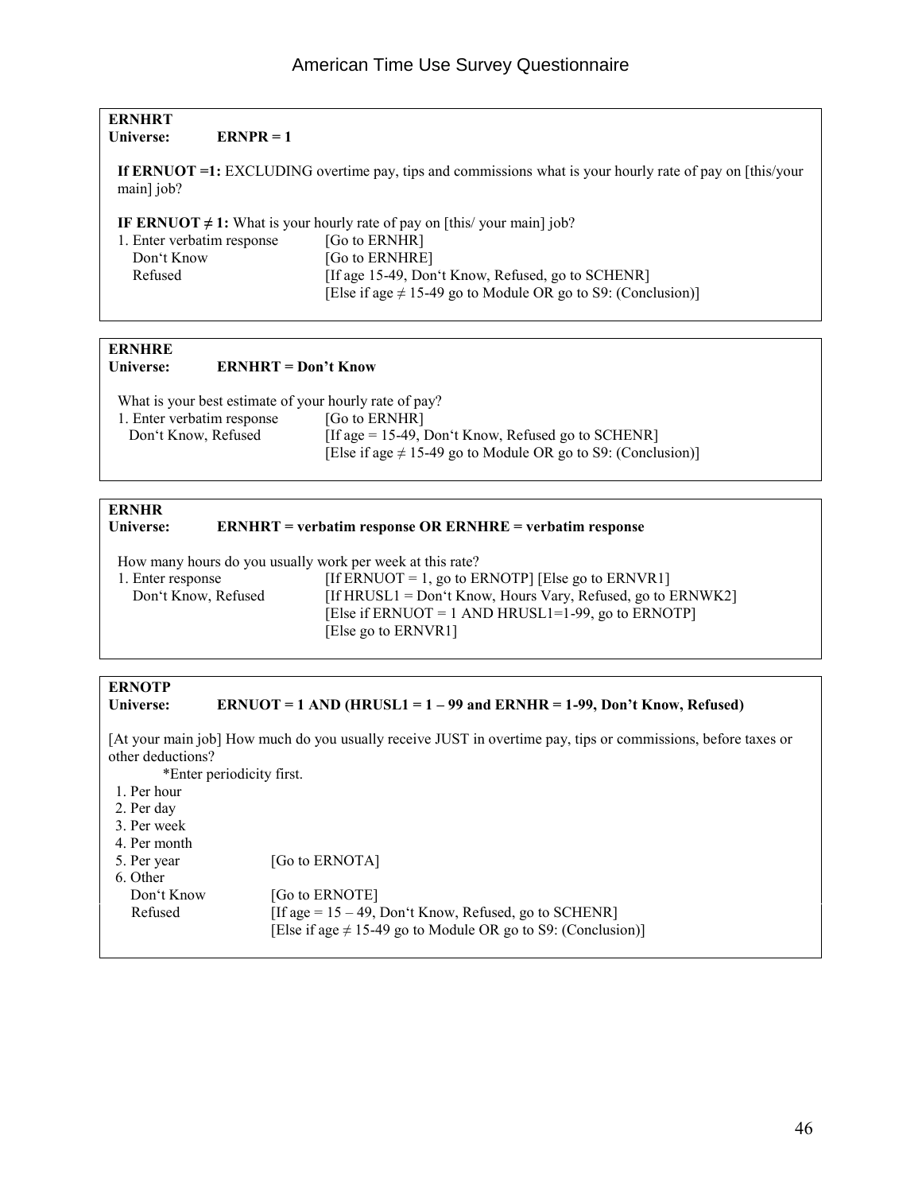**ERNHRT**
**Universe: ERNPR = 1**

**If ERNUOT =1:** EXCLUDING overtime pay, tips and commissions what is your hourly rate of pay on [this/your main] job?

**IF ERNUOT ≠ 1:** What is your hourly rate of pay on [this/ your main] job?

| | |
|---|---|
| 1. Enter verbatim response | [Go to ERNHR] |
| Don't Know | [Go to ERNHRE] |
| Refused | [If age 15-49, Don't Know, Refused, go to SCHENR] |
| | [Else if age ≠ 15-49 go to Module OR go to S9: (Conclusion)] |

**ERNHRE**
**Universe: ERNHRT = Don't Know**

What is your best estimate of your hourly rate of pay?

| | |
|---|---|
| 1. Enter verbatim response | [Go to ERNHR] |
| Don't Know, Refused | [If age = 15-49, Don't Know, Refused go to SCHENR] |
| | [Else if age ≠ 15-49 go to Module OR go to S9: (Conclusion)] |

**ERNHR**
**Universe: ERNHRT = verbatim response OR ERNHRE = verbatim response**

How many hours do you usually work per week at this rate?

| | |
|---|---|
| 1. Enter response | [If ERNUOT = 1, go to ERNOTP] [Else go to ERNVR1] |
| Don't Know, Refused | [If HRUSL1 = Don't Know, Hours Vary, Refused, go to ERNWK2] |
| | [Else if ERNUOT = 1 AND HRUSL1=1-99, go to ERNOTP] |
| | [Else go to ERNVR1] |

**ERNOTP**
**Universe: ERNUOT = 1 AND (HRUSL1 = 1 – 99 and ERNHR = 1-99, Don't Know, Refused)**

[At your main job] How much do you usually receive JUST in overtime pay, tips or commissions, before taxes or other deductions?

*Enter periodicity first.

| | |
|---|---|
| 1. Per hour | |
| 2. Per day | |
| 3. Per week | |
| 4. Per month | |
| 5. Per year | [Go to ERNOTA] |
| 6. Other | |
| Don't Know | [Go to ERNOTE] |
| Refused | [If age = 15 – 49, Don't Know, Refused, go to SCHENR] |
| | [Else if age ≠ 15-49 go to Module OR go to S9: (Conclusion)] |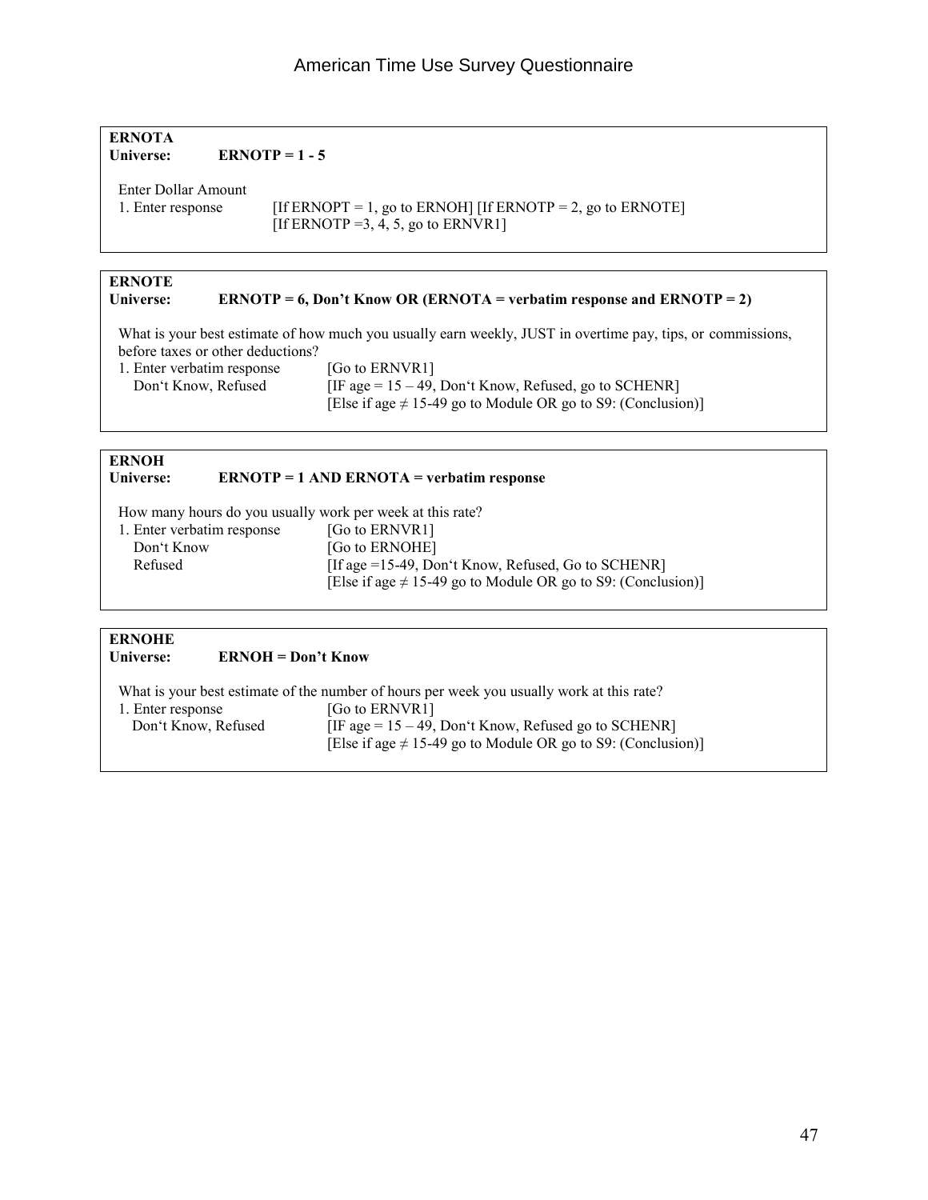**ERNOTA**
**Universe: ERNOTP = 1 - 5**

Enter Dollar Amount

1. Enter response [If ERNOPT = 1, go to ERNOH] [If ERNOTP = 2, go to ERNOTE] [If ERNOTP =3, 4, 5, go to ERNVR1]

**ERNOTE**
**Universe: ERNOTP = 6, Don't Know OR (ERNOTA = verbatim response and ERNOTP = 2)**

What is your best estimate of how much you usually earn weekly, JUST in overtime pay, tips, or commissions, before taxes or other deductions?

1. Enter verbatim response [Go to ERNVR1]
   Don't Know, Refused [IF age = 15 – 49, Don't Know, Refused, go to SCHENR]
   [Else if age ≠ 15-49 go to Module OR go to S9: (Conclusion)]

**ERNOH**
**Universe: ERNOTP = 1 AND ERNOTA = verbatim response**

How many hours do you usually work per week at this rate?

1. Enter verbatim response [Go to ERNVR1]
   Don't Know [Go to ERNOHE]
   Refused [If age =15-49, Don't Know, Refused, Go to SCHENR]
   [Else if age ≠ 15-49 go to Module OR go to S9: (Conclusion)]

**ERNOHE**
**Universe: ERNOH = Don't Know**

What is your best estimate of the number of hours per week you usually work at this rate?

1. Enter response [Go to ERNVR1]
   Don't Know, Refused [IF age = 15 – 49, Don't Know, Refused go to SCHENR]
   [Else if age ≠ 15-49 go to Module OR go to S9: (Conclusion)]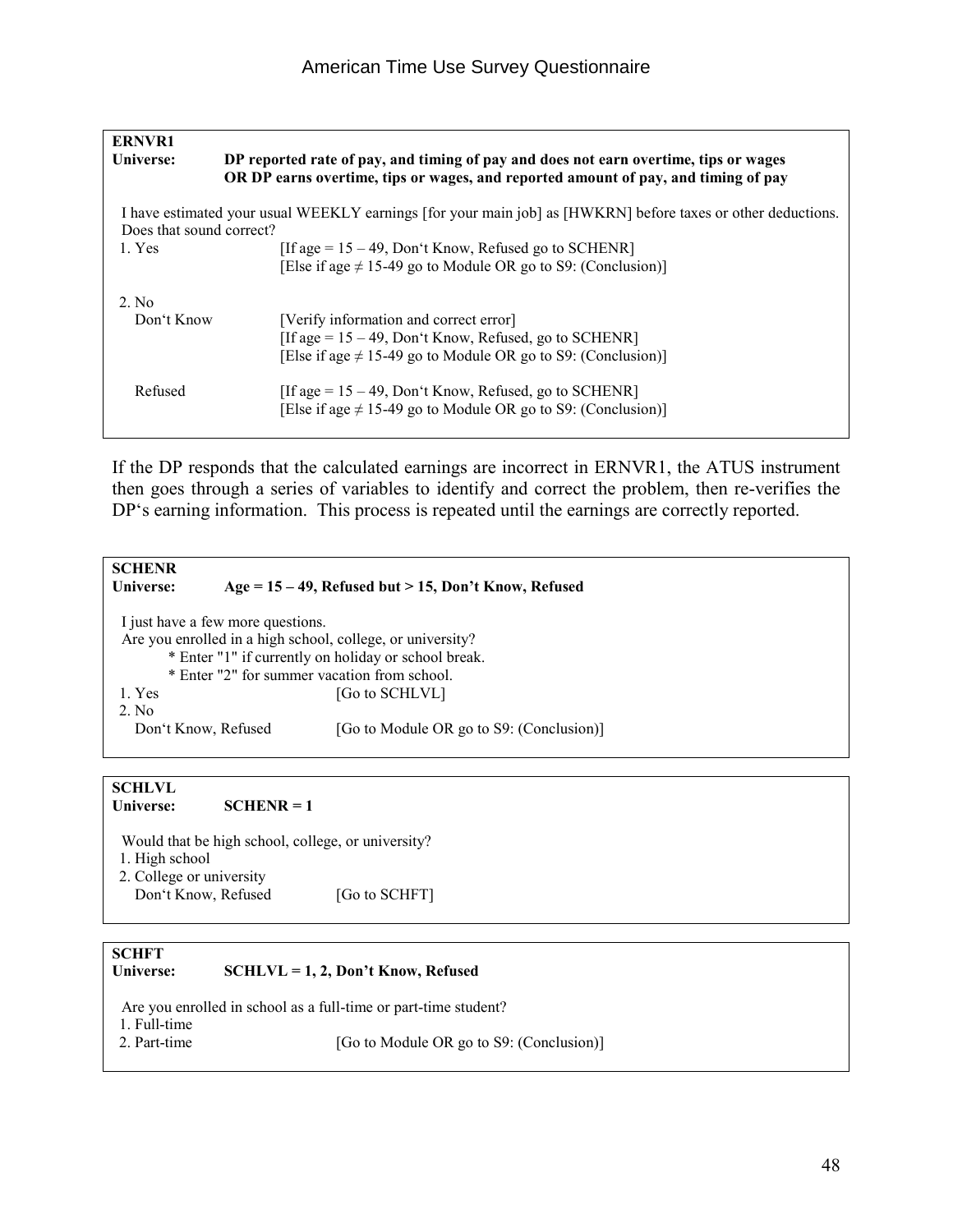**ERNVR1**

**Universe:** **DP reported rate of pay, and timing of pay and does not earn overtime, tips or wages OR DP earns overtime, tips or wages, and reported amount of pay, and timing of pay**

I have estimated your usual WEEKLY earnings [for your main job] as [HWKRN] before taxes or other deductions. Does that sound correct?

| | |
|---|---|
| 1. Yes | [If age = 15 – 49, Don't Know, Refused go to SCHENR]<br>[Else if age ≠ 15-49 go to Module OR go to S9: (Conclusion)] |
| 2. No<br>Don't Know | [Verify information and correct error]<br>[If age = 15 – 49, Don't Know, Refused, go to SCHENR]<br>[Else if age ≠ 15-49 go to Module OR go to S9: (Conclusion)] |
| Refused | [If age = 15 – 49, Don't Know, Refused, go to SCHENR]<br>[Else if age ≠ 15-49 go to Module OR go to S9: (Conclusion)] |

If the DP responds that the calculated earnings are incorrect in ERNVR1, the ATUS instrument then goes through a series of variables to identify and correct the problem, then re-verifies the DP's earning information. This process is repeated until the earnings are correctly reported.

**SCHENR**

**Universe:** **Age = 15 – 49, Refused but > 15, Don't Know, Refused**

I just have a few more questions.
Are you enrolled in a high school, college, or university?
* Enter "1" if currently on holiday or school break.
* Enter "2" for summer vacation from school.

| | |
|---|---|
| 1. Yes | [Go to SCHLVL] |
| 2. No<br>Don't Know, Refused | [Go to Module OR go to S9: (Conclusion)] |

**SCHLVL**

**Universe:** **SCHENR = 1**

Would that be high school, college, or university?

| | |
|---|---|
| 1. High school | |
| 2. College or university<br>Don't Know, Refused | [Go to SCHFT] |

**SCHFT**

**Universe:** **SCHLVL = 1, 2, Don't Know, Refused**

Are you enrolled in school as a full-time or part-time student?

| | |
|---|---|
| 1. Full-time | |
| 2. Part-time | [Go to Module OR go to S9: (Conclusion)] |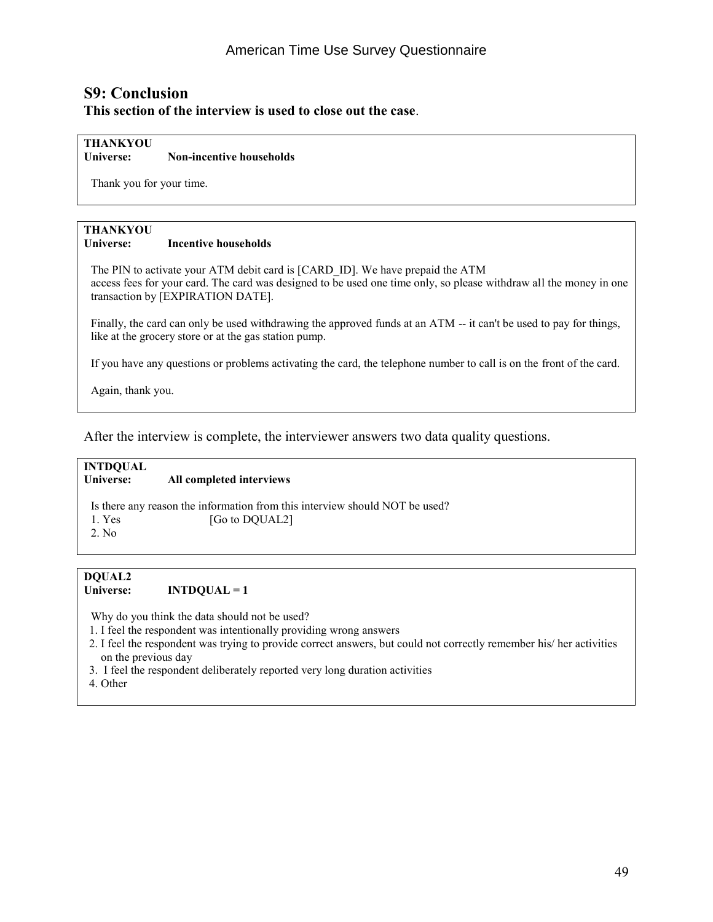## S9: Conclusion

**This section of the interview is used to close out the case**.

**THANKYOU**
**Universe: Non-incentive households**

Thank you for your time.

**THANKYOU**
**Universe: Incentive households**

The PIN to activate your ATM debit card is [CARD_ID]. We have prepaid the ATM access fees for your card. The card was designed to be used one time only, so please withdraw all the money in one transaction by [EXPIRATION DATE].

Finally, the card can only be used withdrawing the approved funds at an ATM -- it can't be used to pay for things, like at the grocery store or at the gas station pump.

If you have any questions or problems activating the card, the telephone number to call is on the front of the card.

Again, thank you.

After the interview is complete, the interviewer answers two data quality questions.

**INTDQUAL**
**Universe: All completed interviews**

Is there any reason the information from this interview should NOT be used?
1. Yes [Go to DQUAL2]
2. No

**DQUAL2**
**Universe: INTDQUAL = 1**

Why do you think the data should not be used?
1. I feel the respondent was intentionally providing wrong answers
2. I feel the respondent was trying to provide correct answers, but could not correctly remember his/ her activities on the previous day
3. I feel the respondent deliberately reported very long duration activities
4. Other